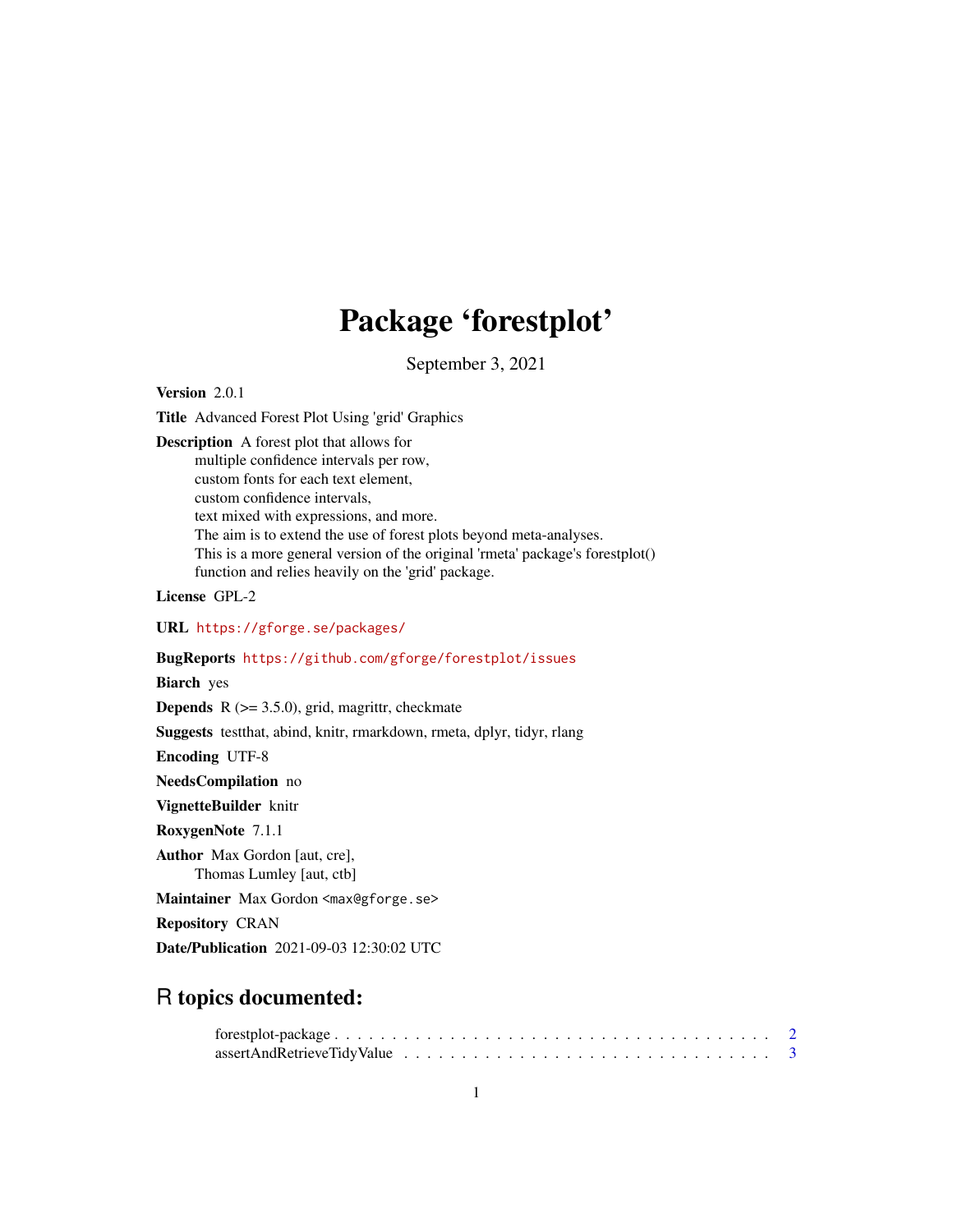# Package 'forestplot'

September 3, 2021

**Version** 2.0.1

**Title** Advanced Forest Plot Using 'grid' Graphics

**Description** A forest plot that allows for
multiple confidence intervals per row,
custom fonts for each text element,
custom confidence intervals,
text mixed with expressions, and more.
The aim is to extend the use of forest plots beyond meta-analyses.
This is a more general version of the original 'rmeta' package's forestplot()
function and relies heavily on the 'grid' package.

**License** GPL-2

**URL** https://gforge.se/packages/

**BugReports** https://github.com/gforge/forestplot/issues

**Biarch** yes

**Depends** R (>= 3.5.0), grid, magrittr, checkmate

**Suggests** testthat, abind, knitr, rmarkdown, rmeta, dplyr, tidyr, rlang

**Encoding** UTF-8

**NeedsCompilation** no

**VignetteBuilder** knitr

**RoxygenNote** 7.1.1

**Author** Max Gordon [aut, cre],
Thomas Lumley [aut, ctb]

**Maintainer** Max Gordon <max@gforge.se>

**Repository** CRAN

**Date/Publication** 2021-09-03 12:30:02 UTC

## R topics documented:

forestplot-package . . . . . . . . . . . . . . . . . . . . . . . . . . . . . . . . . . . . . . . 2
assertAndRetrieveTidyValue . . . . . . . . . . . . . . . . . . . . . . . . . . . . . . . . 3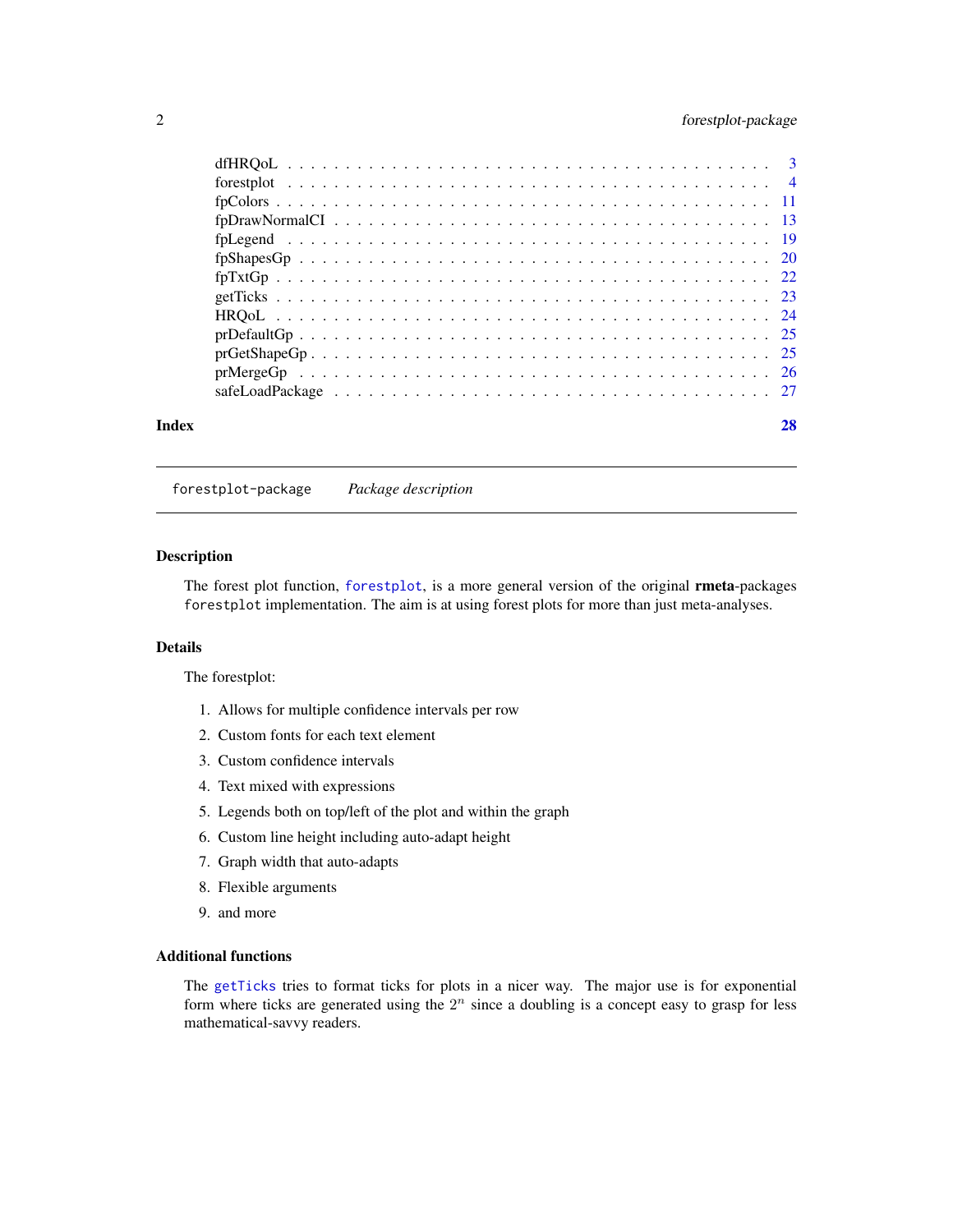dfHRQoL . . . . . . . . . . . . . . . . . . . . . . . . . . . . . . . . . . . . . 3
forestplot . . . . . . . . . . . . . . . . . . . . . . . . . . . . . . . . . . . . . 4
fpColors . . . . . . . . . . . . . . . . . . . . . . . . . . . . . . . . . . . . . 11
fpDrawNormalCI . . . . . . . . . . . . . . . . . . . . . . . . . . . . . . . . . 13
fpLegend . . . . . . . . . . . . . . . . . . . . . . . . . . . . . . . . . . . . . 19
fpShapesGp . . . . . . . . . . . . . . . . . . . . . . . . . . . . . . . . . . . . 20
fpTxtGp . . . . . . . . . . . . . . . . . . . . . . . . . . . . . . . . . . . . . 22
getTicks . . . . . . . . . . . . . . . . . . . . . . . . . . . . . . . . . . . . . 23
HRQoL . . . . . . . . . . . . . . . . . . . . . . . . . . . . . . . . . . . . . . 24
prDefaultGp . . . . . . . . . . . . . . . . . . . . . . . . . . . . . . . . . . . 25
prGetShapeGp . . . . . . . . . . . . . . . . . . . . . . . . . . . . . . . . . . 25
prMergeGp . . . . . . . . . . . . . . . . . . . . . . . . . . . . . . . . . . . . 26
safeLoadPackage . . . . . . . . . . . . . . . . . . . . . . . . . . . . . . . . . 27

**Index** **28**

---

`forestplot-package` *Package description*

---

### Description

The forest plot function, `forestplot`, is a more general version of the original **rmeta**-packages `forestplot` implementation. The aim is at using forest plots for more than just meta-analyses.

### Details

The forestplot:

1. Allows for multiple confidence intervals per row
2. Custom fonts for each text element
3. Custom confidence intervals
4. Text mixed with expressions
5. Legends both on top/left of the plot and within the graph
6. Custom line height including auto-adapt height
7. Graph width that auto-adapts
8. Flexible arguments
9. and more

### Additional functions

The `getTicks` tries to format ticks for plots in a nicer way. The major use is for exponential form where ticks are generated using the $2^n$ since a doubling is a concept easy to grasp for less mathematical-savvy readers.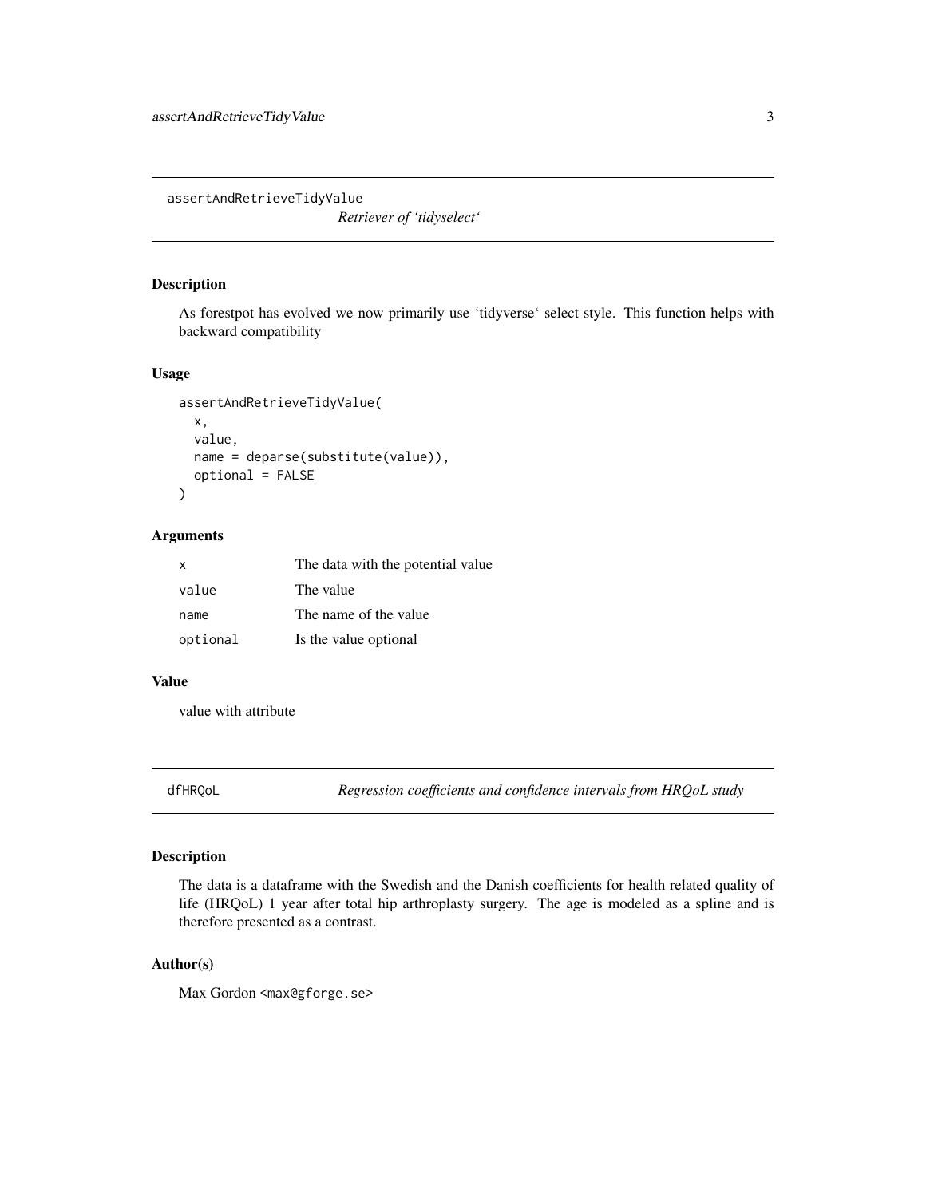## assertAndRetrieveTidyValue

*Retriever of 'tidyselect'*

### Description

As forestpot has evolved we now primarily use 'tidyverse' select style. This function helps with backward compatibility

### Usage

```
assertAndRetrieveTidyValue(
  x,
  value,
  name = deparse(substitute(value)),
  optional = FALSE
)
```

### Arguments

| | |
|---|---|
| `x` | The data with the potential value |
| `value` | The value |
| `name` | The name of the value |
| `optional` | Is the value optional |

### Value

value with attribute

## dfHRQoL

*Regression coefficients and confidence intervals from HRQoL study*

### Description

The data is a dataframe with the Swedish and the Danish coefficients for health related quality of life (HRQoL) 1 year after total hip arthroplasty surgery. The age is modeled as a spline and is therefore presented as a contrast.

### Author(s)

Max Gordon <max@gforge.se>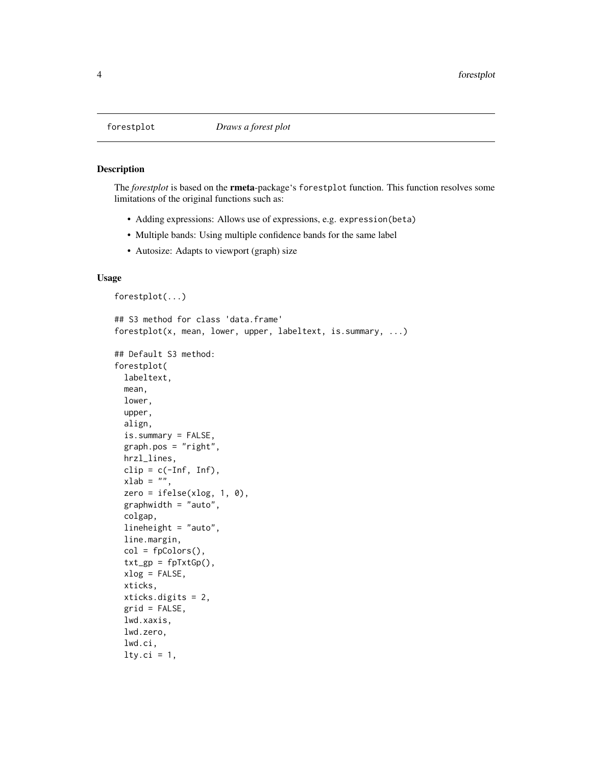forestplot *Draws a forest plot*

## Description

The *forestplot* is based on the **rmeta**-package's `forestplot` function. This function resolves some limitations of the original functions such as:

- Adding expressions: Allows use of expressions, e.g. `expression(beta)`
- Multiple bands: Using multiple confidence bands for the same label
- Autosize: Adapts to viewport (graph) size

## Usage

```
forestplot(...)

## S3 method for class 'data.frame'
forestplot(x, mean, lower, upper, labeltext, is.summary, ...)

## Default S3 method:
forestplot(
  labeltext,
  mean,
  lower,
  upper,
  align,
  is.summary = FALSE,
  graph.pos = "right",
  hrzl_lines,
  clip = c(-Inf, Inf),
  xlab = "",
  zero = ifelse(xlog, 1, 0),
  graphwidth = "auto",
  colgap,
  lineheight = "auto",
  line.margin,
  col = fpColors(),
  txt_gp = fpTxtGp(),
  xlog = FALSE,
  xticks,
  xticks.digits = 2,
  grid = FALSE,
  lwd.xaxis,
  lwd.zero,
  lwd.ci,
  lty.ci = 1,
```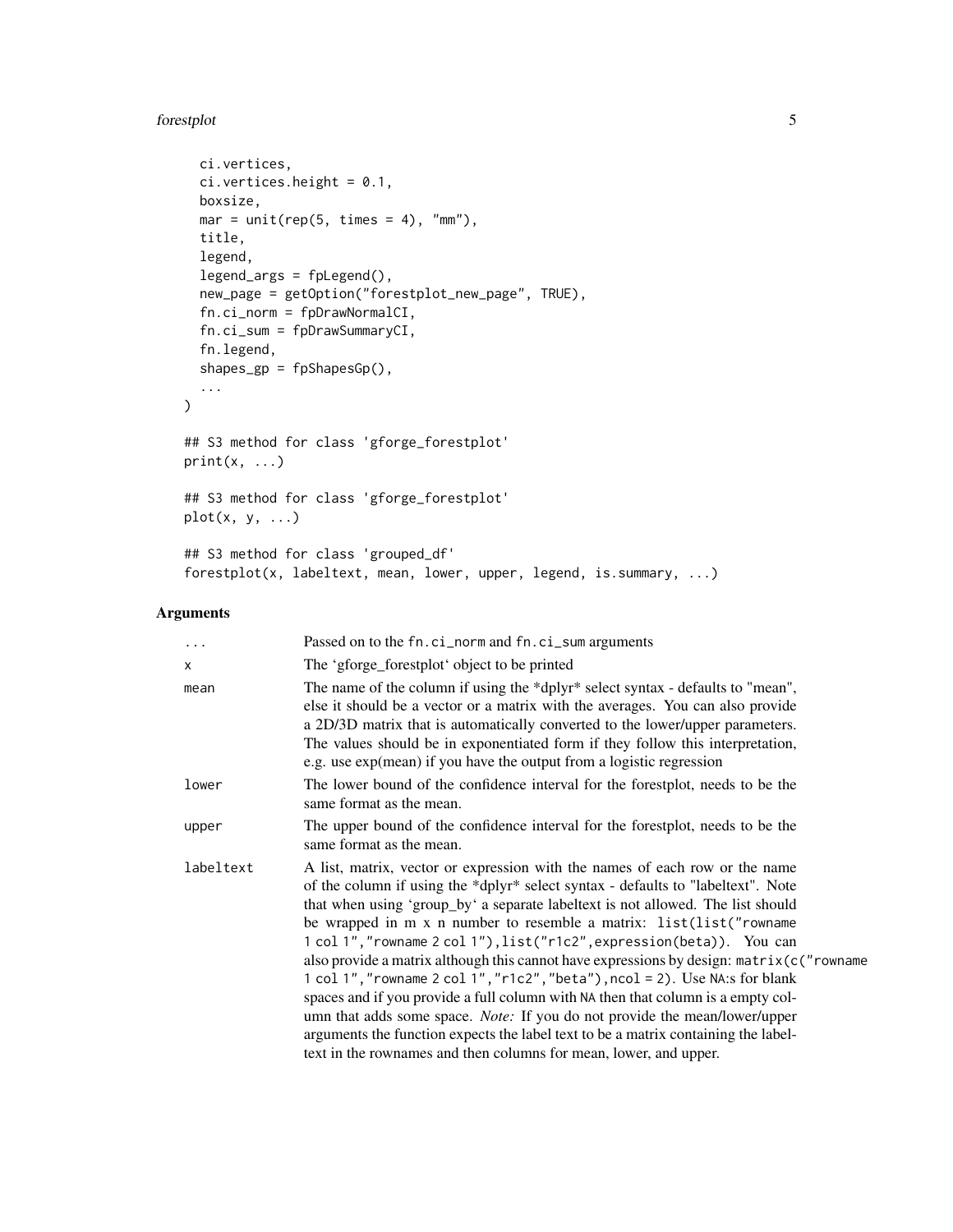```
  ci.vertices,
  ci.vertices.height = 0.1,
  boxsize,
  mar = unit(rep(5, times = 4), "mm"),
  title,
  legend,
  legend_args = fpLegend(),
  new_page = getOption("forestplot_new_page", TRUE),
  fn.ci_norm = fpDrawNormalCI,
  fn.ci_sum = fpDrawSummaryCI,
  fn.legend,
  shapes_gp = fpShapesGp(),
  ...
)

## S3 method for class 'gforge_forestplot'
print(x, ...)

## S3 method for class 'gforge_forestplot'
plot(x, y, ...)

## S3 method for class 'grouped_df'
forestplot(x, labeltext, mean, lower, upper, legend, is.summary, ...)
```

### Arguments

| | |
|---|---|
| `...` | Passed on to the `fn.ci_norm` and `fn.ci_sum` arguments |
| `x` | The 'gforge_forestplot' object to be printed |
| `mean` | The name of the column if using the *dplyr* select syntax - defaults to "mean", else it should be a vector or a matrix with the averages. You can also provide a 2D/3D matrix that is automatically converted to the lower/upper parameters. The values should be in exponentiated form if they follow this interpretation, e.g. use exp(mean) if you have the output from a logistic regression |
| `lower` | The lower bound of the confidence interval for the forestplot, needs to be the same format as the mean. |
| `upper` | The upper bound of the confidence interval for the forestplot, needs to be the same format as the mean. |
| `labeltext` | A list, matrix, vector or expression with the names of each row or the name of the column if using the *dplyr* select syntax - defaults to "labeltext". Note that when using 'group_by' a separate labeltext is not allowed. The list should be wrapped in m x n number to resemble a matrix: `list(list("rowname 1 col 1","rowname 2 col 1"),list("r1c2",expression(beta))`. You can also provide a matrix although this cannot have expressions by design: `matrix(c("rowname 1 col 1","rowname 2 col 1","r1c2","beta"),ncol = 2)`. Use `NA`:s for blank spaces and if you provide a full column with `NA` then that column is a empty column that adds some space. *Note:* If you do not provide the mean/lower/upper arguments the function expects the label text to be a matrix containing the labeltext in the rownames and then columns for mean, lower, and upper. |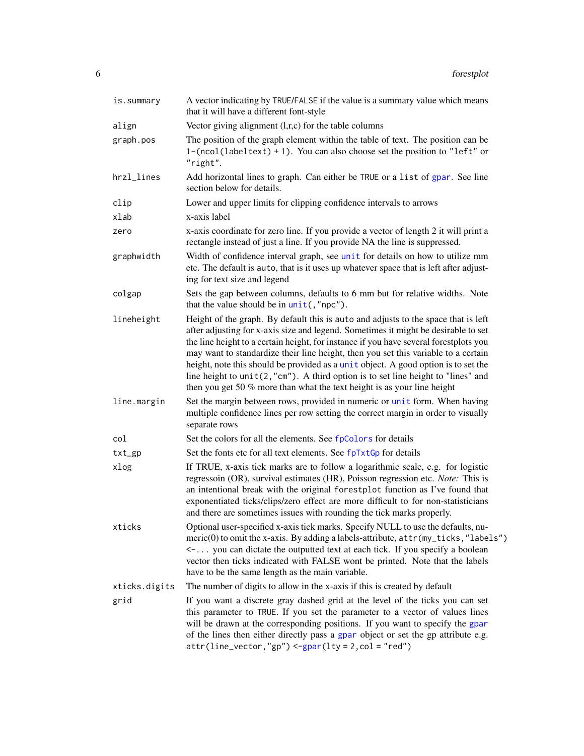| | |
|---|---|
| `is.summary` | A vector indicating by `TRUE`/`FALSE` if the value is a summary value which means that it will have a different font-style |
| `align` | Vector giving alignment (l,r,c) for the table columns |
| `graph.pos` | The position of the graph element within the table of text. The position can be `1-(ncol(labeltext) + 1)`. You can also choose set the position to `"left"` or `"right"`. |
| `hrzl_lines` | Add horizontal lines to graph. Can either be `TRUE` or a `list` of `gpar`. See line section below for details. |
| `clip` | Lower and upper limits for clipping confidence intervals to arrows |
| `xlab` | x-axis label |
| `zero` | x-axis coordinate for zero line. If you provide a vector of length 2 it will print a rectangle instead of just a line. If you provide NA the line is suppressed. |
| `graphwidth` | Width of confidence interval graph, see `unit` for details on how to utilize mm etc. The default is `auto`, that is it uses up whatever space that is left after adjusting for text size and legend |
| `colgap` | Sets the gap between columns, defaults to 6 mm but for relative widths. Note that the value should be in `unit(,"npc")`. |
| `lineheight` | Height of the graph. By default this is `auto` and adjusts to the space that is left after adjusting for x-axis size and legend. Sometimes it might be desirable to set the line height to a certain height, for instance if you have several forestplots you may want to standardize their line height, then you set this variable to a certain height, note this should be provided as a `unit` object. A good option is to set the line height to `unit(2,"cm")`. A third option is to set line height to "lines" and then you get 50 % more than what the text height is as your line height |
| `line.margin` | Set the margin between rows, provided in numeric or `unit` form. When having multiple confidence lines per row setting the correct margin in order to visually separate rows |
| `col` | Set the colors for all the elements. See `fpColors` for details |
| `txt_gp` | Set the fonts etc for all text elements. See `fpTxtGp` for details |
| `xlog` | If TRUE, x-axis tick marks are to follow a logarithmic scale, e.g. for logistic regressoin (OR), survival estimates (HR), Poisson regression etc. *Note:* This is an intentional break with the original `forestplot` function as I've found that exponentiated ticks/clips/zero effect are more difficult to for non-statisticians and there are sometimes issues with rounding the tick marks properly. |
| `xticks` | Optional user-specified x-axis tick marks. Specify NULL to use the defaults, numeric(0) to omit the x-axis. By adding a labels-attribute, `attr(my_ticks,"labels") <-...` you can dictate the outputted text at each tick. If you specify a boolean vector then ticks indicated with FALSE wont be printed. Note that the labels have to be the same length as the main variable. |
| `xticks.digits` | The number of digits to allow in the x-axis if this is created by default |
| `grid` | If you want a discrete gray dashed grid at the level of the ticks you can set this parameter to `TRUE`. If you set the parameter to a vector of values lines will be drawn at the corresponding positions. If you want to specify the `gpar` of the lines then either directly pass a `gpar` object or set the gp attribute e.g. `attr(line_vector,"gp") <-gpar(lty = 2,col = "red")` |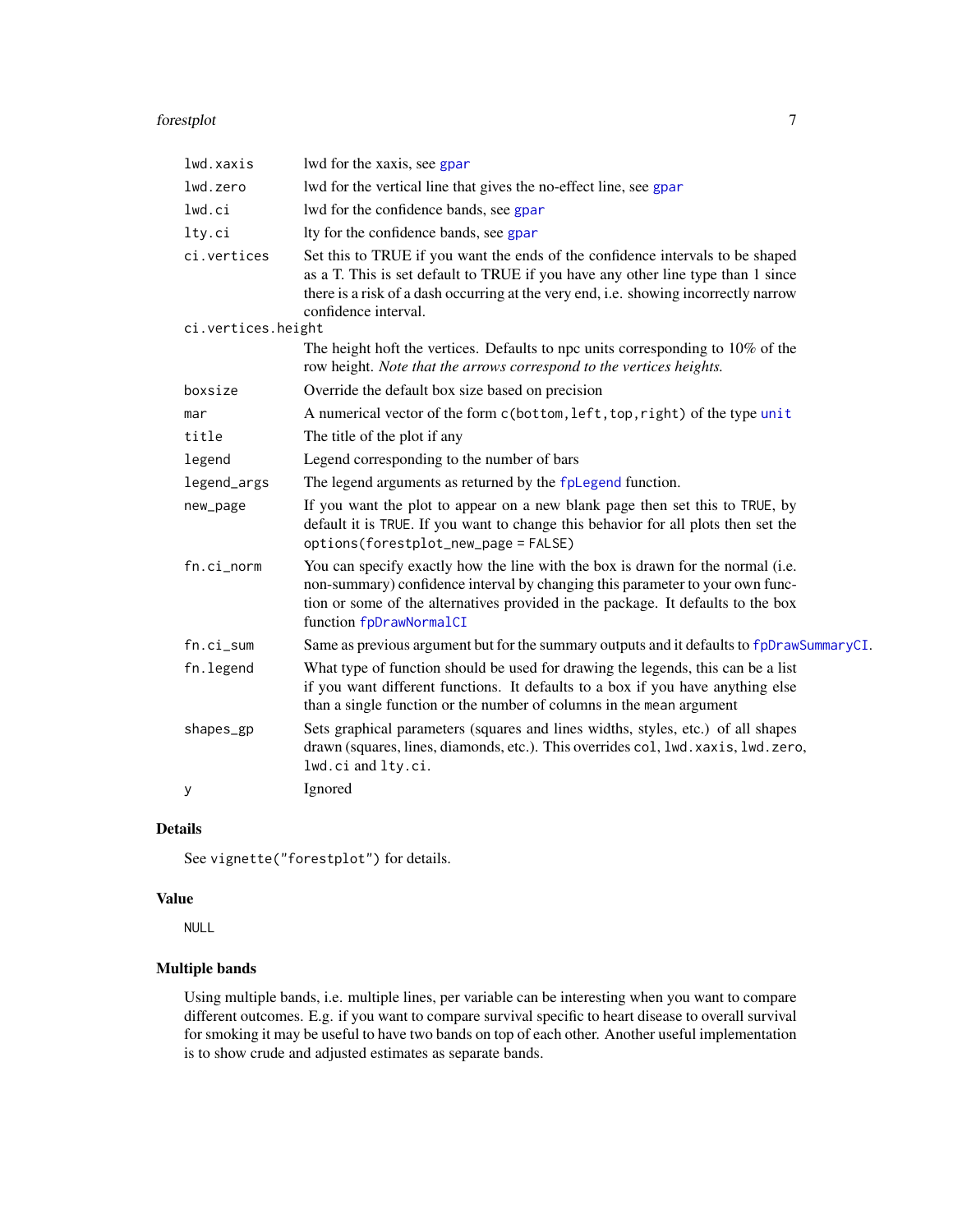| | |
|---|---|
| `lwd.xaxis` | lwd for the xaxis, see `gpar` |
| `lwd.zero` | lwd for the vertical line that gives the no-effect line, see `gpar` |
| `lwd.ci` | lwd for the confidence bands, see `gpar` |
| `lty.ci` | lty for the confidence bands, see `gpar` |
| `ci.vertices` | Set this to TRUE if you want the ends of the confidence intervals to be shaped as a T. This is set default to TRUE if you have any other line type than 1 since there is a risk of a dash occurring at the very end, i.e. showing incorrectly narrow confidence interval. |
| `ci.vertices.height` | The height hoft the vertices. Defaults to npc units corresponding to 10% of the row height. *Note that the arrows correspond to the vertices heights.* |
| `boxsize` | Override the default box size based on precision |
| `mar` | A numerical vector of the form `c(bottom,left,top,right)` of the type `unit` |
| `title` | The title of the plot if any |
| `legend` | Legend corresponding to the number of bars |
| `legend_args` | The legend arguments as returned by the `fpLegend` function. |
| `new_page` | If you want the plot to appear on a new blank page then set this to `TRUE`, by default it is `TRUE`. If you want to change this behavior for all plots then set the `options(forestplot_new_page = FALSE)` |
| `fn.ci_norm` | You can specify exactly how the line with the box is drawn for the normal (i.e. non-summary) confidence interval by changing this parameter to your own function or some of the alternatives provided in the package. It defaults to the box function `fpDrawNormalCI` |
| `fn.ci_sum` | Same as previous argument but for the summary outputs and it defaults to `fpDrawSummaryCI`. |
| `fn.legend` | What type of function should be used for drawing the legends, this can be a list if you want different functions. It defaults to a box if you have anything else than a single function or the number of columns in the `mean` argument |
| `shapes_gp` | Sets graphical parameters (squares and lines widths, styles, etc.) of all shapes drawn (squares, lines, diamonds, etc.). This overrides `col`, `lwd.xaxis`, `lwd.zero`, `lwd.ci` and `lty.ci`. |
| `y` | Ignored |

## Details

See `vignette("forestplot")` for details.

## Value

`NULL`

## Multiple bands

Using multiple bands, i.e. multiple lines, per variable can be interesting when you want to compare different outcomes. E.g. if you want to compare survival specific to heart disease to overall survival for smoking it may be useful to have two bands on top of each other. Another useful implementation is to show crude and adjusted estimates as separate bands.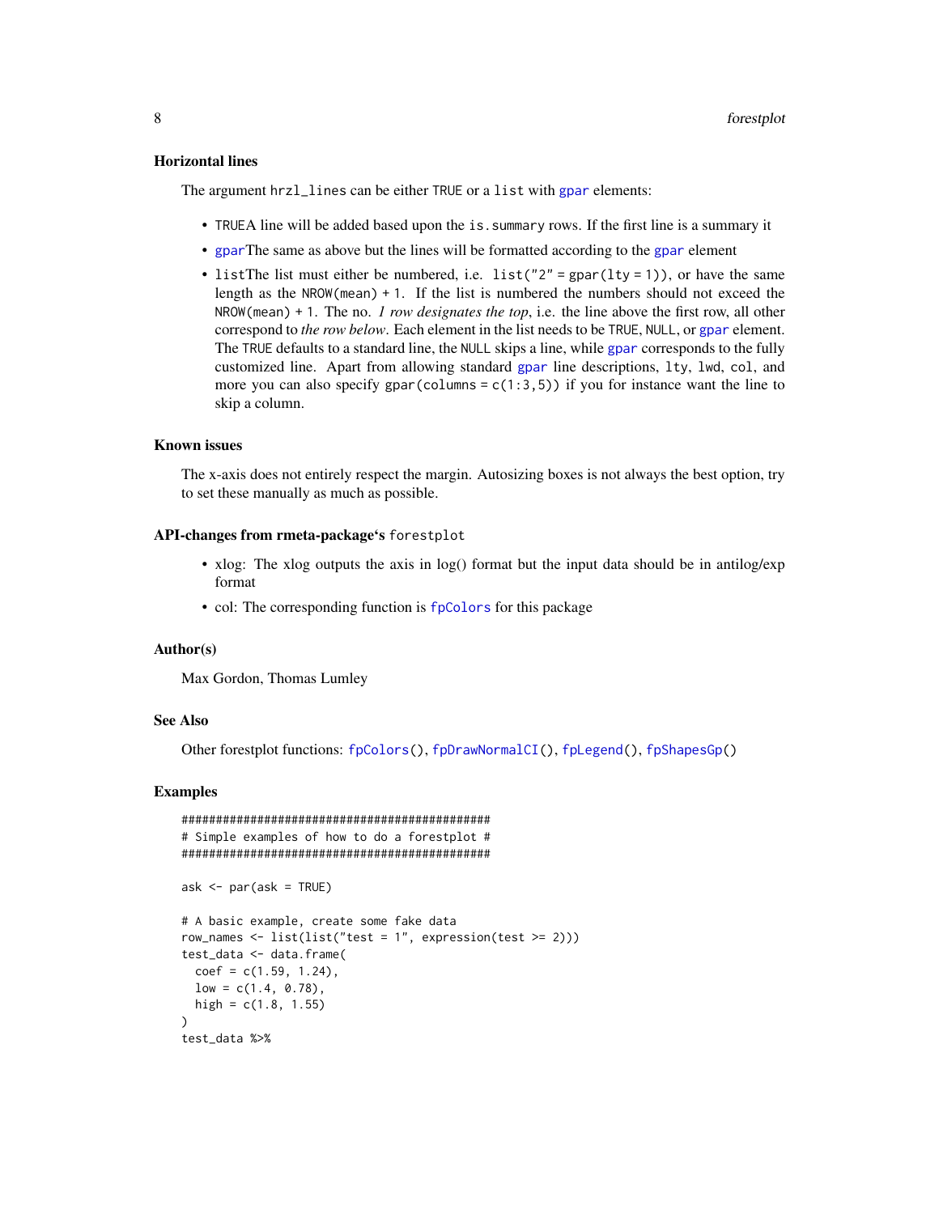### Horizontal lines

The argument `hrzl_lines` can be either `TRUE` or a `list` with `gpar` elements:

- `TRUE`A line will be added based upon the `is.summary` rows. If the first line is a summary it
- `gpar`The same as above but the lines will be formatted according to the `gpar` element
- `list`The list must either be numbered, i.e. `list("2" = gpar(lty = 1))`, or have the same length as the `NROW(mean) + 1`. If the list is numbered the numbers should not exceed the `NROW(mean) + 1`. The no. *1 row designates the top*, i.e. the line above the first row, all other correspond to *the row below*. Each element in the list needs to be `TRUE`, `NULL`, or `gpar` element. The `TRUE` defaults to a standard line, the `NULL` skips a line, while `gpar` corresponds to the fully customized line. Apart from allowing standard `gpar` line descriptions, `lty`, `lwd`, `col`, and more you can also specify `gpar(columns = c(1:3,5))` if you for instance want the line to skip a column.

### Known issues

The x-axis does not entirely respect the margin. Autosizing boxes is not always the best option, try to set these manually as much as possible.

### API-changes from rmeta-package's `forestplot`

- xlog: The xlog outputs the axis in log() format but the input data should be in antilog/exp format
- col: The corresponding function is `fpColors` for this package

### Author(s)

Max Gordon, Thomas Lumley

### See Also

Other forestplot functions: `fpColors()`, `fpDrawNormalCI()`, `fpLegend()`, `fpShapesGp()`

### Examples

```
#############################################
# Simple examples of how to do a forestplot #
#############################################

ask <- par(ask = TRUE)

# A basic example, create some fake data
row_names <- list(list("test = 1", expression(test >= 2)))
test_data <- data.frame(
  coef = c(1.59, 1.24),
  low = c(1.4, 0.78),
  high = c(1.8, 1.55)
)
test_data %>%
```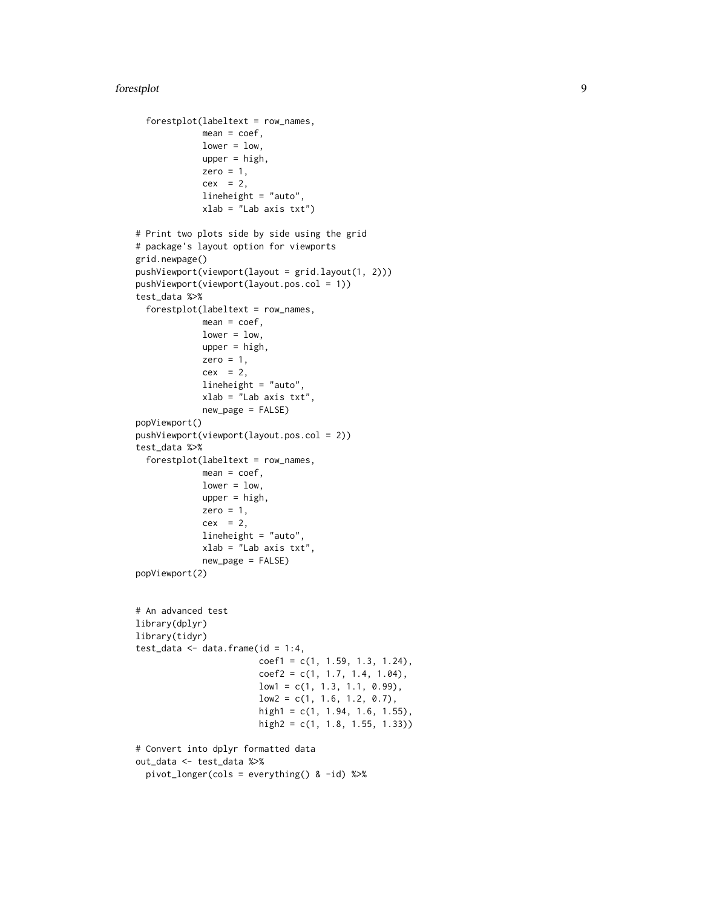```
  forestplot(labeltext = row_names,
             mean = coef,
             lower = low,
             upper = high,
             zero = 1,
             cex  = 2,
             lineheight = "auto",
             xlab = "Lab axis txt")

# Print two plots side by side using the grid
# package's layout option for viewports
grid.newpage()
pushViewport(viewport(layout = grid.layout(1, 2)))
pushViewport(viewport(layout.pos.col = 1))
test_data %>%
  forestplot(labeltext = row_names,
             mean = coef,
             lower = low,
             upper = high,
             zero = 1,
             cex  = 2,
             lineheight = "auto",
             xlab = "Lab axis txt",
             new_page = FALSE)
popViewport()
pushViewport(viewport(layout.pos.col = 2))
test_data %>%
  forestplot(labeltext = row_names,
             mean = coef,
             lower = low,
             upper = high,
             zero = 1,
             cex  = 2,
             lineheight = "auto",
             xlab = "Lab axis txt",
             new_page = FALSE)
popViewport(2)


# An advanced test
library(dplyr)
library(tidyr)
test_data <- data.frame(id = 1:4,
                        coef1 = c(1, 1.59, 1.3, 1.24),
                        coef2 = c(1, 1.7, 1.4, 1.04),
                        low1 = c(1, 1.3, 1.1, 0.99),
                        low2 = c(1, 1.6, 1.2, 0.7),
                        high1 = c(1, 1.94, 1.6, 1.55),
                        high2 = c(1, 1.8, 1.55, 1.33))

# Convert into dplyr formatted data
out_data <- test_data %>%
  pivot_longer(cols = everything() & -id) %>%
```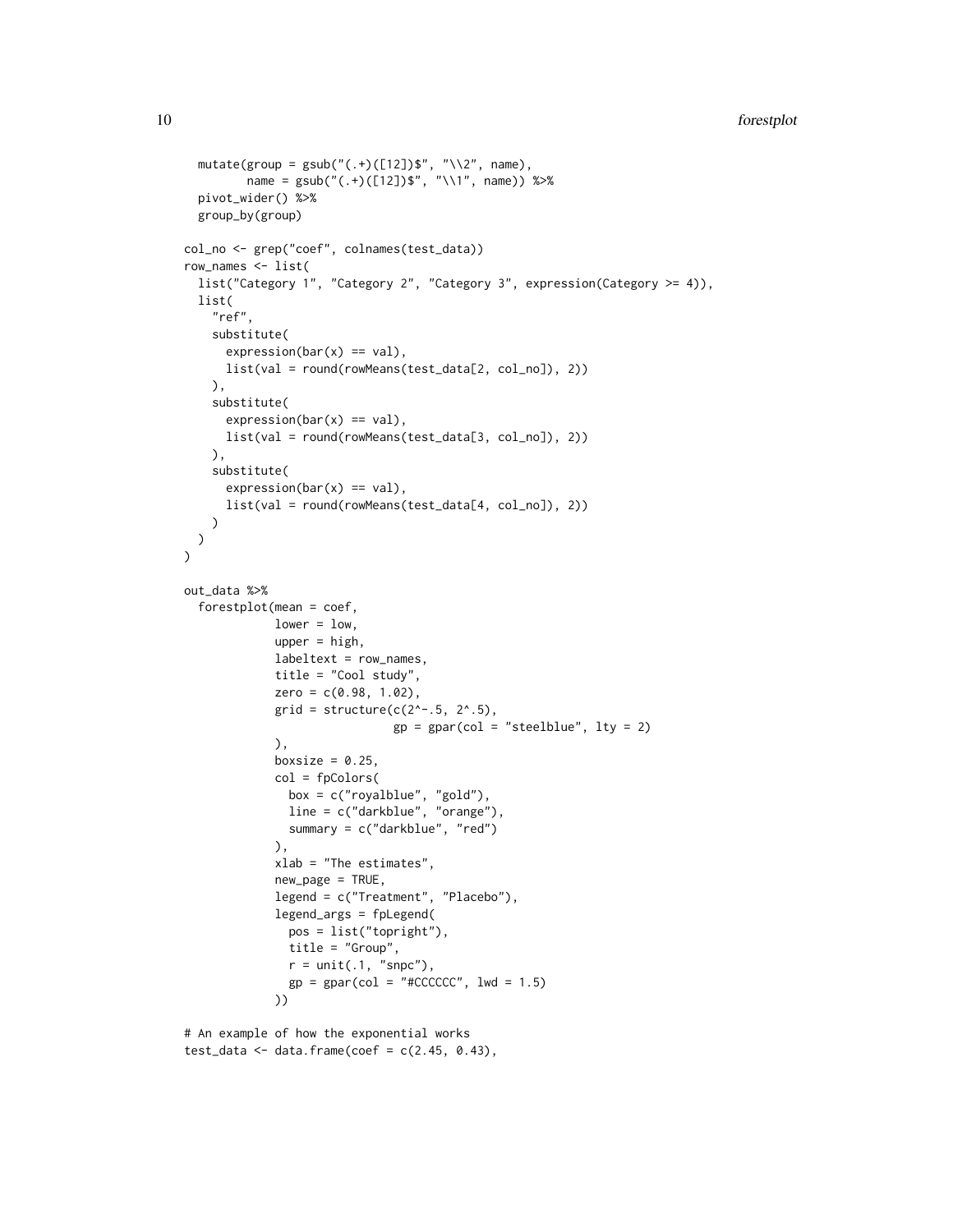```
  mutate(group = gsub("(.+)([12])$", "\\2", name),
         name = gsub("(.+)([12])$", "\\1", name)) %>%
  pivot_wider() %>%
  group_by(group)

col_no <- grep("coef", colnames(test_data))
row_names <- list(
  list("Category 1", "Category 2", "Category 3", expression(Category >= 4)),
  list(
    "ref",
    substitute(
      expression(bar(x) == val),
      list(val = round(rowMeans(test_data[2, col_no]), 2))
    ),
    substitute(
      expression(bar(x) == val),
      list(val = round(rowMeans(test_data[3, col_no]), 2))
    ),
    substitute(
      expression(bar(x) == val),
      list(val = round(rowMeans(test_data[4, col_no]), 2))
    )
  )
)

out_data %>%
  forestplot(mean = coef,
             lower = low,
             upper = high,
             labeltext = row_names,
             title = "Cool study",
             zero = c(0.98, 1.02),
             grid = structure(c(2^-.5, 2^.5),
                              gp = gpar(col = "steelblue", lty = 2)
             ),
             boxsize = 0.25,
             col = fpColors(
               box = c("royalblue", "gold"),
               line = c("darkblue", "orange"),
               summary = c("darkblue", "red")
             ),
             xlab = "The estimates",
             new_page = TRUE,
             legend = c("Treatment", "Placebo"),
             legend_args = fpLegend(
               pos = list("topright"),
               title = "Group",
               r = unit(.1, "snpc"),
               gp = gpar(col = "#CCCCCC", lwd = 1.5)
             ))

# An example of how the exponential works
test_data <- data.frame(coef = c(2.45, 0.43),
```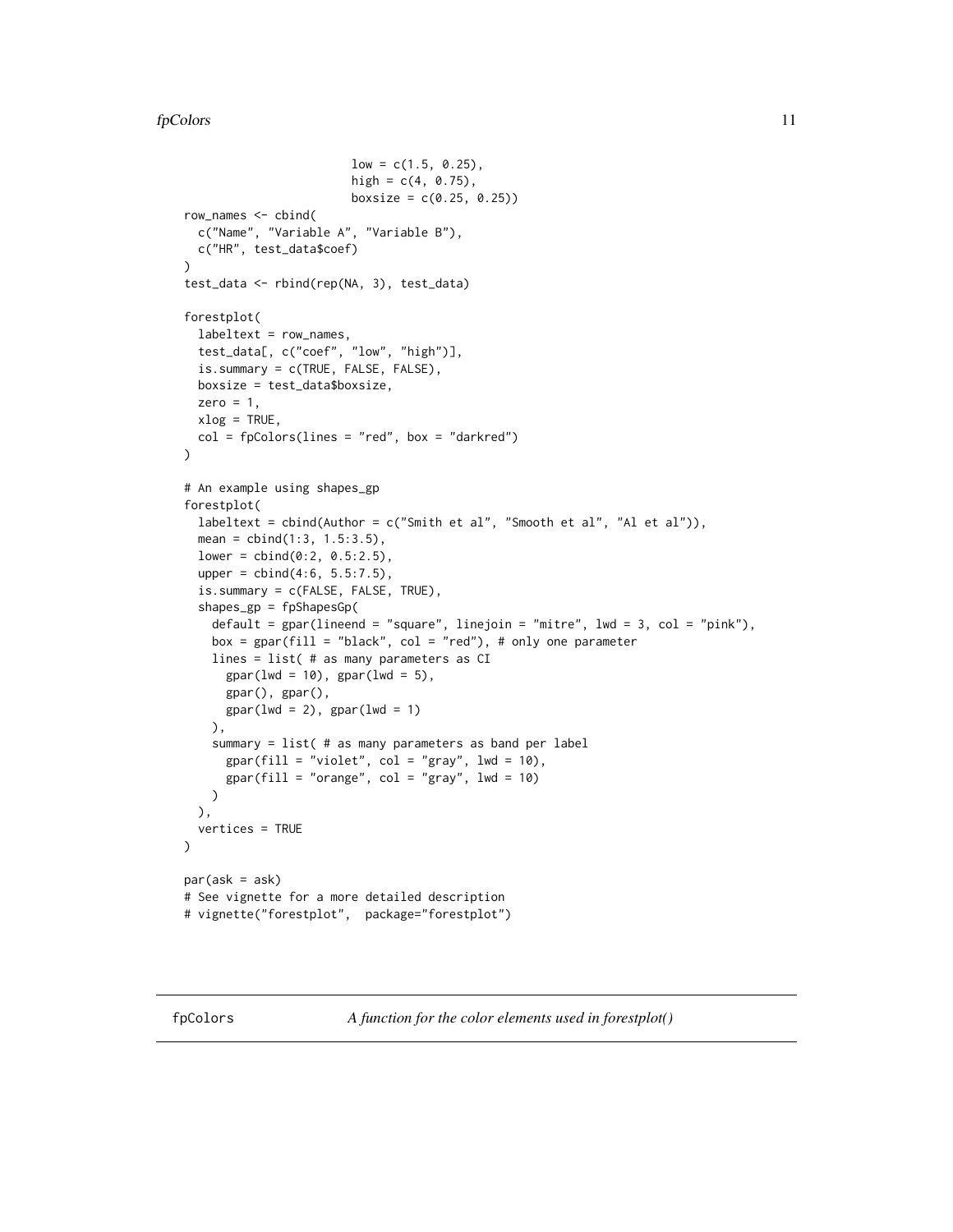```
                         low = c(1.5, 0.25),
                         high = c(4, 0.75),
                         boxsize = c(0.25, 0.25))
row_names <- cbind(
  c("Name", "Variable A", "Variable B"),
  c("HR", test_data$coef)
)
test_data <- rbind(rep(NA, 3), test_data)

forestplot(
  labeltext = row_names,
  test_data[, c("coef", "low", "high")],
  is.summary = c(TRUE, FALSE, FALSE),
  boxsize = test_data$boxsize,
  zero = 1,
  xlog = TRUE,
  col = fpColors(lines = "red", box = "darkred")
)

# An example using shapes_gp
forestplot(
  labeltext = cbind(Author = c("Smith et al", "Smooth et al", "Al et al")),
  mean = cbind(1:3, 1.5:3.5),
  lower = cbind(0:2, 0.5:2.5),
  upper = cbind(4:6, 5.5:7.5),
  is.summary = c(FALSE, FALSE, TRUE),
  shapes_gp = fpShapesGp(
    default = gpar(lineend = "square", linejoin = "mitre", lwd = 3, col = "pink"),
    box = gpar(fill = "black", col = "red"), # only one parameter
    lines = list( # as many parameters as CI
      gpar(lwd = 10), gpar(lwd = 5),
      gpar(), gpar(),
      gpar(lwd = 2), gpar(lwd = 1)
    ),
    summary = list( # as many parameters as band per label
      gpar(fill = "violet", col = "gray", lwd = 10),
      gpar(fill = "orange", col = "gray", lwd = 10)
    )
  ),
  vertices = TRUE
)

par(ask = ask)
# See vignette for a more detailed description
# vignette("forestplot",  package="forestplot")
```

---

## fpColors — *A function for the color elements used in forestplot()*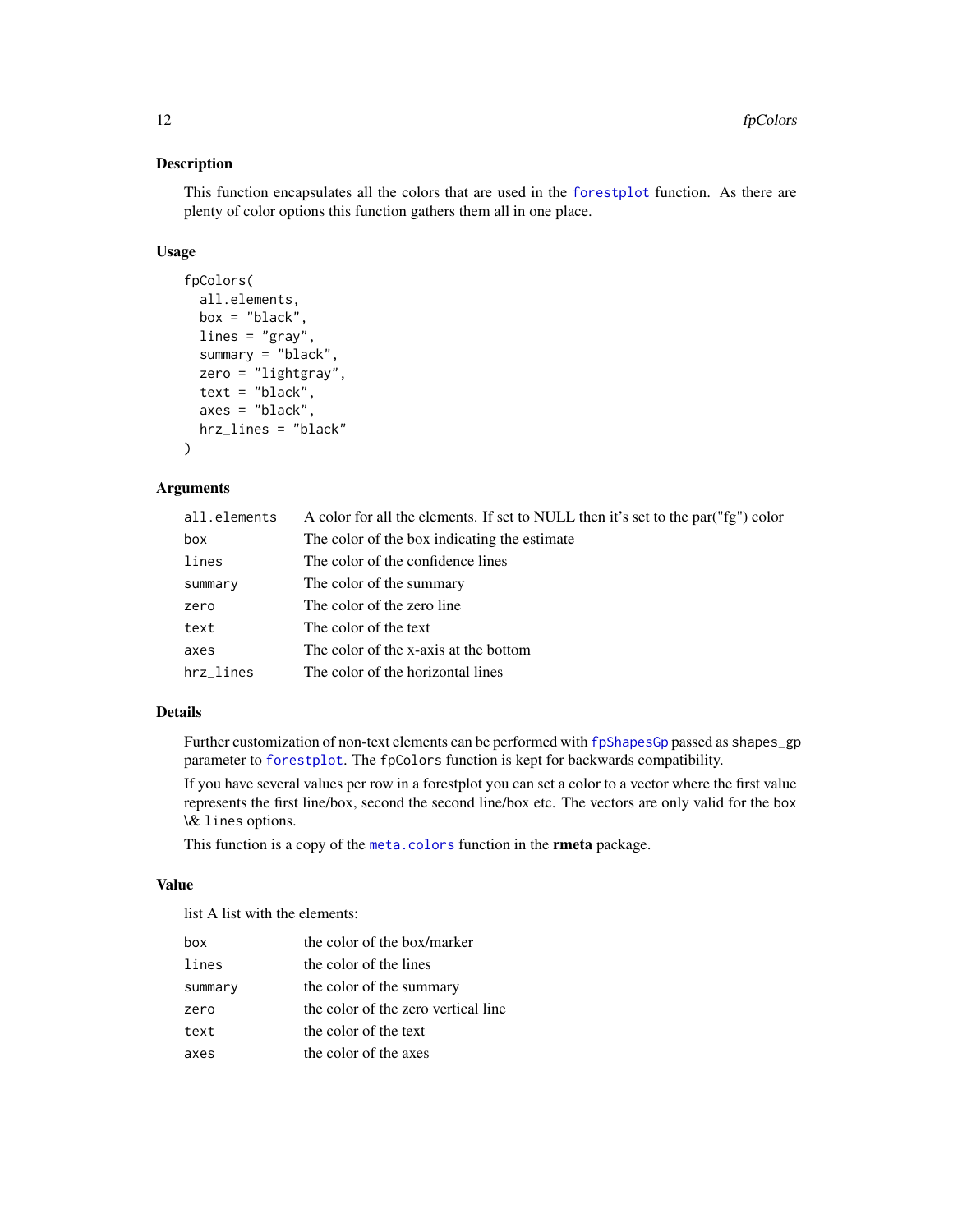## Description

This function encapsulates all the colors that are used in the forestplot function. As there are plenty of color options this function gathers them all in one place.

## Usage

```
fpColors(
  all.elements,
  box = "black",
  lines = "gray",
  summary = "black",
  zero = "lightgray",
  text = "black",
  axes = "black",
  hrz_lines = "black"
)
```

## Arguments

| | |
|---|---|
| all.elements | A color for all the elements. If set to NULL then it's set to the par("fg") color |
| box | The color of the box indicating the estimate |
| lines | The color of the confidence lines |
| summary | The color of the summary |
| zero | The color of the zero line |
| text | The color of the text |
| axes | The color of the x-axis at the bottom |
| hrz_lines | The color of the horizontal lines |

## Details

Further customization of non-text elements can be performed with fpShapesGp passed as shapes_gp parameter to forestplot. The fpColors function is kept for backwards compatibility.

If you have several values per row in a forestplot you can set a color to a vector where the first value represents the first line/box, second the second line/box etc. The vectors are only valid for the box \& lines options.

This function is a copy of the meta.colors function in the **rmeta** package.

## Value

list A list with the elements:

| | |
|---|---|
| box | the color of the box/marker |
| lines | the color of the lines |
| summary | the color of the summary |
| zero | the color of the zero vertical line |
| text | the color of the text |
| axes | the color of the axes |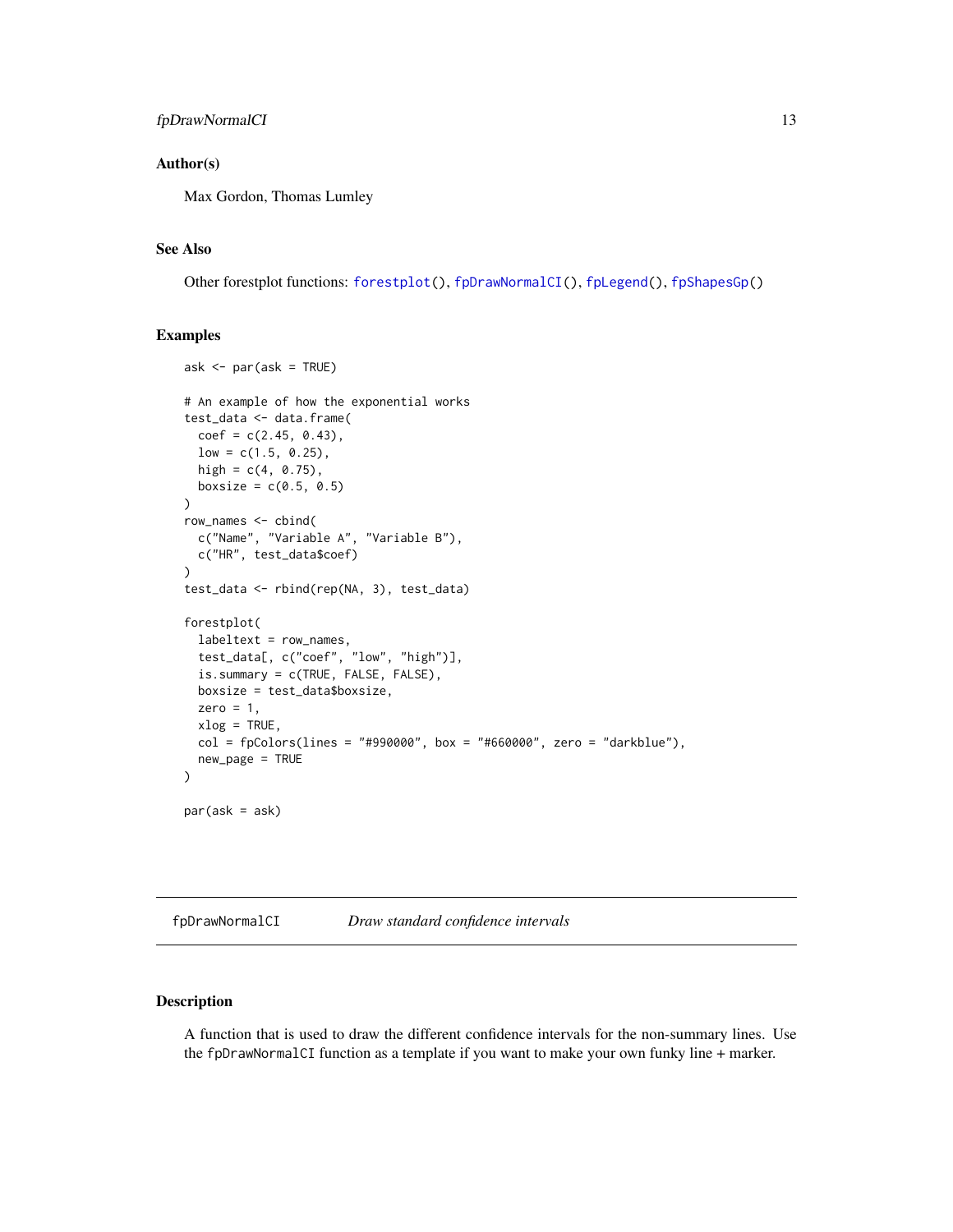### Author(s)

Max Gordon, Thomas Lumley

### See Also

Other forestplot functions: `forestplot()`, `fpDrawNormalCI()`, `fpLegend()`, `fpShapesGp()`

### Examples

```
ask <- par(ask = TRUE)

# An example of how the exponential works
test_data <- data.frame(
  coef = c(2.45, 0.43),
  low = c(1.5, 0.25),
  high = c(4, 0.75),
  boxsize = c(0.5, 0.5)
)
row_names <- cbind(
  c("Name", "Variable A", "Variable B"),
  c("HR", test_data$coef)
)
test_data <- rbind(rep(NA, 3), test_data)

forestplot(
  labeltext = row_names,
  test_data[, c("coef", "low", "high")],
  is.summary = c(TRUE, FALSE, FALSE),
  boxsize = test_data$boxsize,
  zero = 1,
  xlog = TRUE,
  col = fpColors(lines = "#990000", box = "#660000", zero = "darkblue"),
  new_page = TRUE
)

par(ask = ask)
```

---

## fpDrawNormalCI — *Draw standard confidence intervals*

---

### Description

A function that is used to draw the different confidence intervals for the non-summary lines. Use the `fpDrawNormalCI` function as a template if you want to make your own funky line + marker.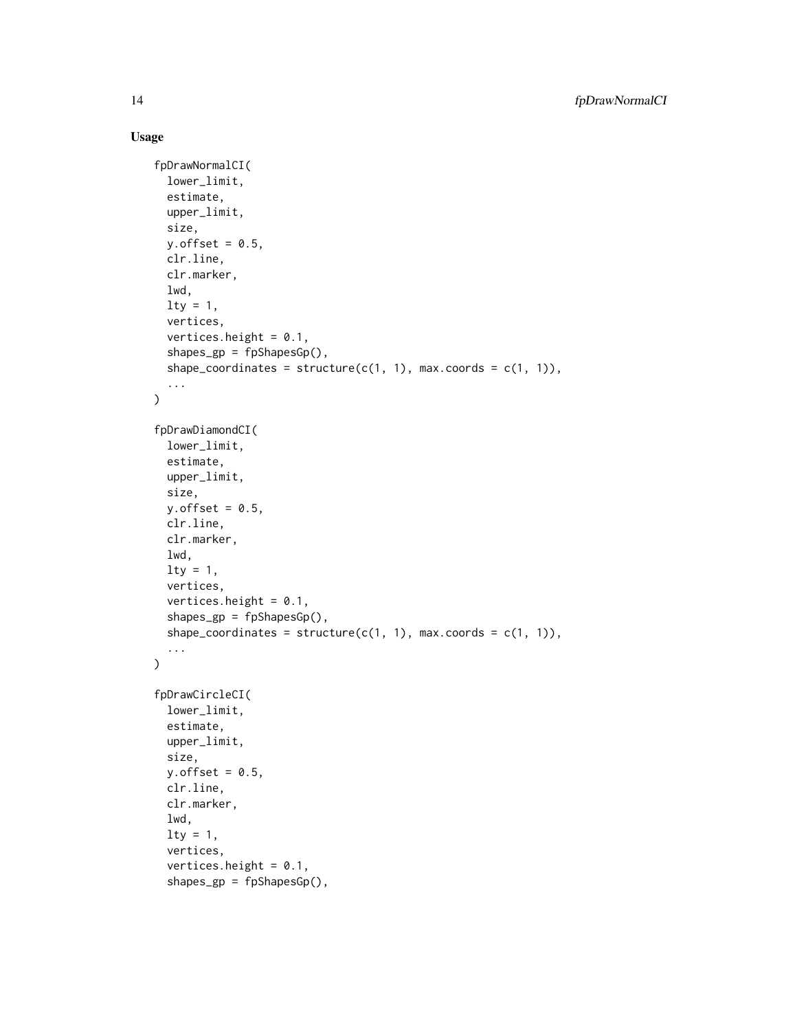### Usage

```
fpDrawNormalCI(
  lower_limit,
  estimate,
  upper_limit,
  size,
  y.offset = 0.5,
  clr.line,
  clr.marker,
  lwd,
  lty = 1,
  vertices,
  vertices.height = 0.1,
  shapes_gp = fpShapesGp(),
  shape_coordinates = structure(c(1, 1), max.coords = c(1, 1)),
  ...
)

fpDrawDiamondCI(
  lower_limit,
  estimate,
  upper_limit,
  size,
  y.offset = 0.5,
  clr.line,
  clr.marker,
  lwd,
  lty = 1,
  vertices,
  vertices.height = 0.1,
  shapes_gp = fpShapesGp(),
  shape_coordinates = structure(c(1, 1), max.coords = c(1, 1)),
  ...
)

fpDrawCircleCI(
  lower_limit,
  estimate,
  upper_limit,
  size,
  y.offset = 0.5,
  clr.line,
  clr.marker,
  lwd,
  lty = 1,
  vertices,
  vertices.height = 0.1,
  shapes_gp = fpShapesGp(),
```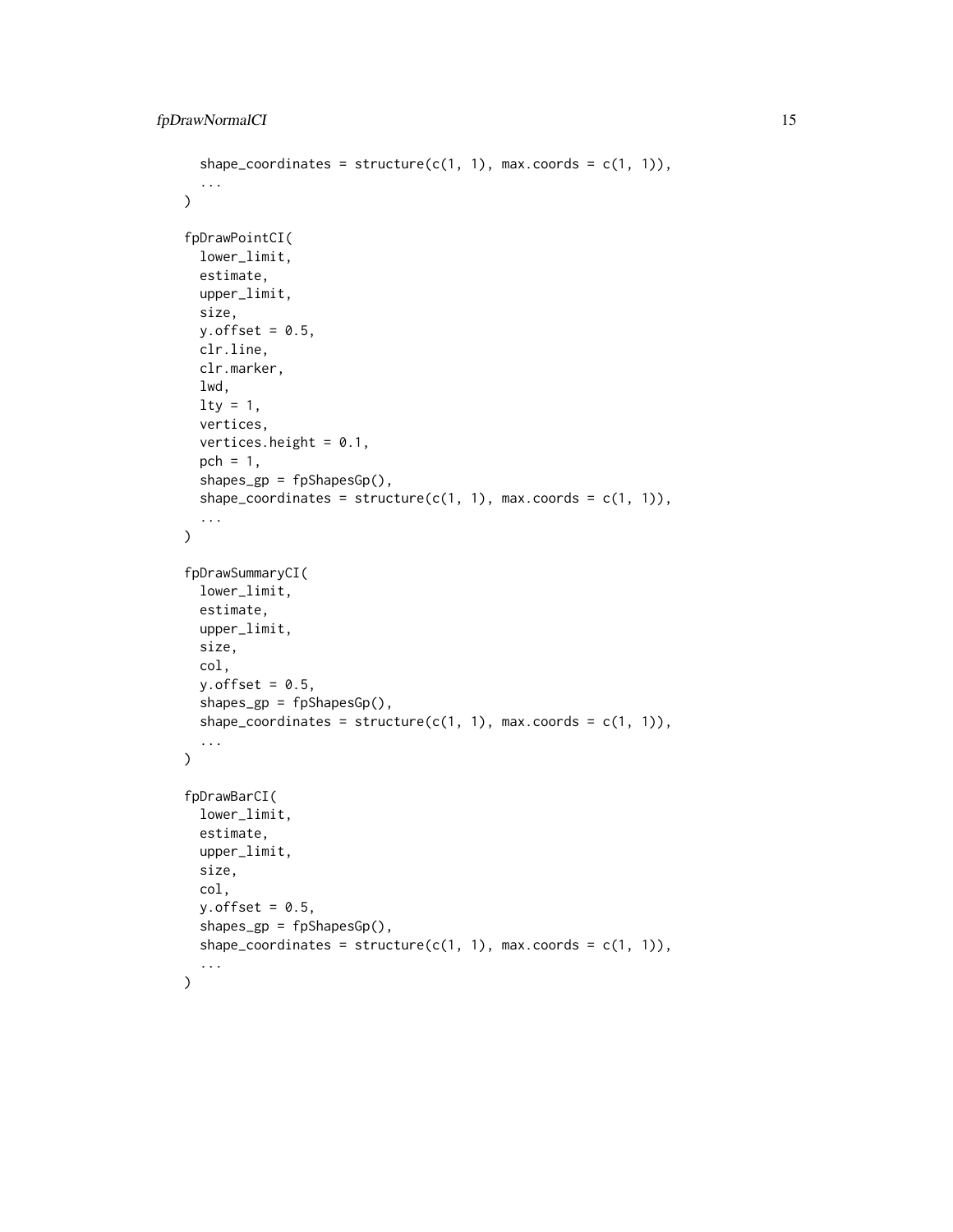```
  shape_coordinates = structure(c(1, 1), max.coords = c(1, 1)),
  ...
)

fpDrawPointCI(
  lower_limit,
  estimate,
  upper_limit,
  size,
  y.offset = 0.5,
  clr.line,
  clr.marker,
  lwd,
  lty = 1,
  vertices,
  vertices.height = 0.1,
  pch = 1,
  shapes_gp = fpShapesGp(),
  shape_coordinates = structure(c(1, 1), max.coords = c(1, 1)),
  ...
)

fpDrawSummaryCI(
  lower_limit,
  estimate,
  upper_limit,
  size,
  col,
  y.offset = 0.5,
  shapes_gp = fpShapesGp(),
  shape_coordinates = structure(c(1, 1), max.coords = c(1, 1)),
  ...
)

fpDrawBarCI(
  lower_limit,
  estimate,
  upper_limit,
  size,
  col,
  y.offset = 0.5,
  shapes_gp = fpShapesGp(),
  shape_coordinates = structure(c(1, 1), max.coords = c(1, 1)),
  ...
)
```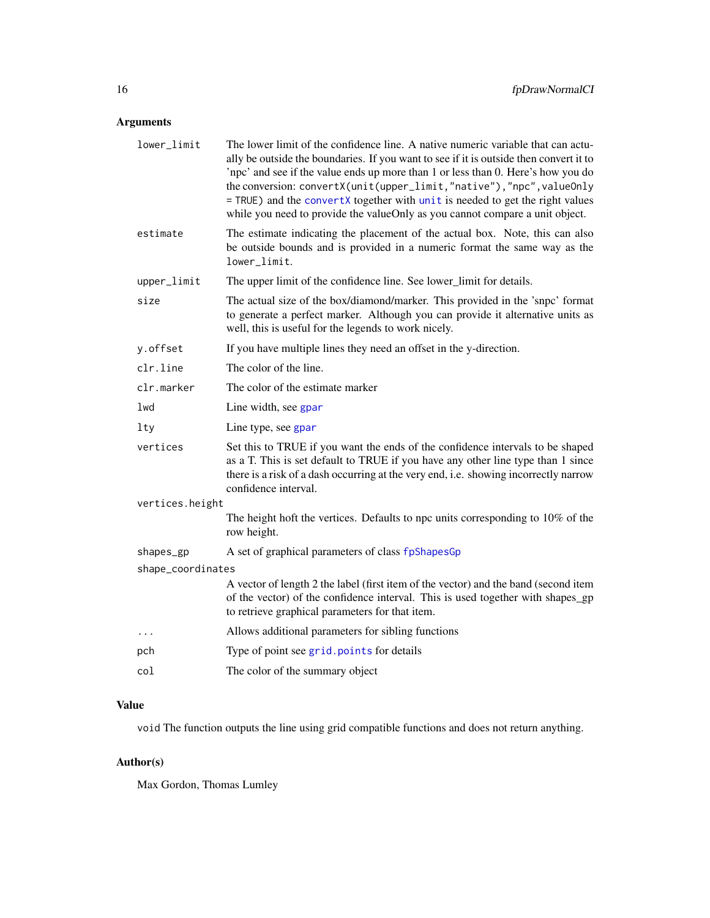## Arguments

| | |
|---|---|
| `lower_limit` | The lower limit of the confidence line. A native numeric variable that can actually be outside the boundaries. If you want to see if it is outside then convert it to 'npc' and see if the value ends up more than 1 or less than 0. Here's how you do the conversion: `convertX(unit(upper_limit,"native"),"npc",valueOnly = TRUE)` and the `convertX` together with `unit` is needed to get the right values while you need to provide the valueOnly as you cannot compare a unit object. |
| `estimate` | The estimate indicating the placement of the actual box. Note, this can also be outside bounds and is provided in a numeric format the same way as the `lower_limit`. |
| `upper_limit` | The upper limit of the confidence line. See lower_limit for details. |
| `size` | The actual size of the box/diamond/marker. This provided in the 'snpc' format to generate a perfect marker. Although you can provide it alternative units as well, this is useful for the legends to work nicely. |
| `y.offset` | If you have multiple lines they need an offset in the y-direction. |
| `clr.line` | The color of the line. |
| `clr.marker` | The color of the estimate marker |
| `lwd` | Line width, see `gpar` |
| `lty` | Line type, see `gpar` |
| `vertices` | Set this to TRUE if you want the ends of the confidence intervals to be shaped as a T. This is set default to TRUE if you have any other line type than 1 since there is a risk of a dash occurring at the very end, i.e. showing incorrectly narrow confidence interval. |
| `vertices.height` | The height hoft the vertices. Defaults to npc units corresponding to 10% of the row height. |
| `shapes_gp` | A set of graphical parameters of class `fpShapesGp` |
| `shape_coordinates` | A vector of length 2 the label (first item of the vector) and the band (second item of the vector) of the confidence interval. This is used together with shapes_gp to retrieve graphical parameters for that item. |
| `...` | Allows additional parameters for sibling functions |
| `pch` | Type of point see `grid.points` for details |
| `col` | The color of the summary object |

## Value

`void` The function outputs the line using grid compatible functions and does not return anything.

## Author(s)

Max Gordon, Thomas Lumley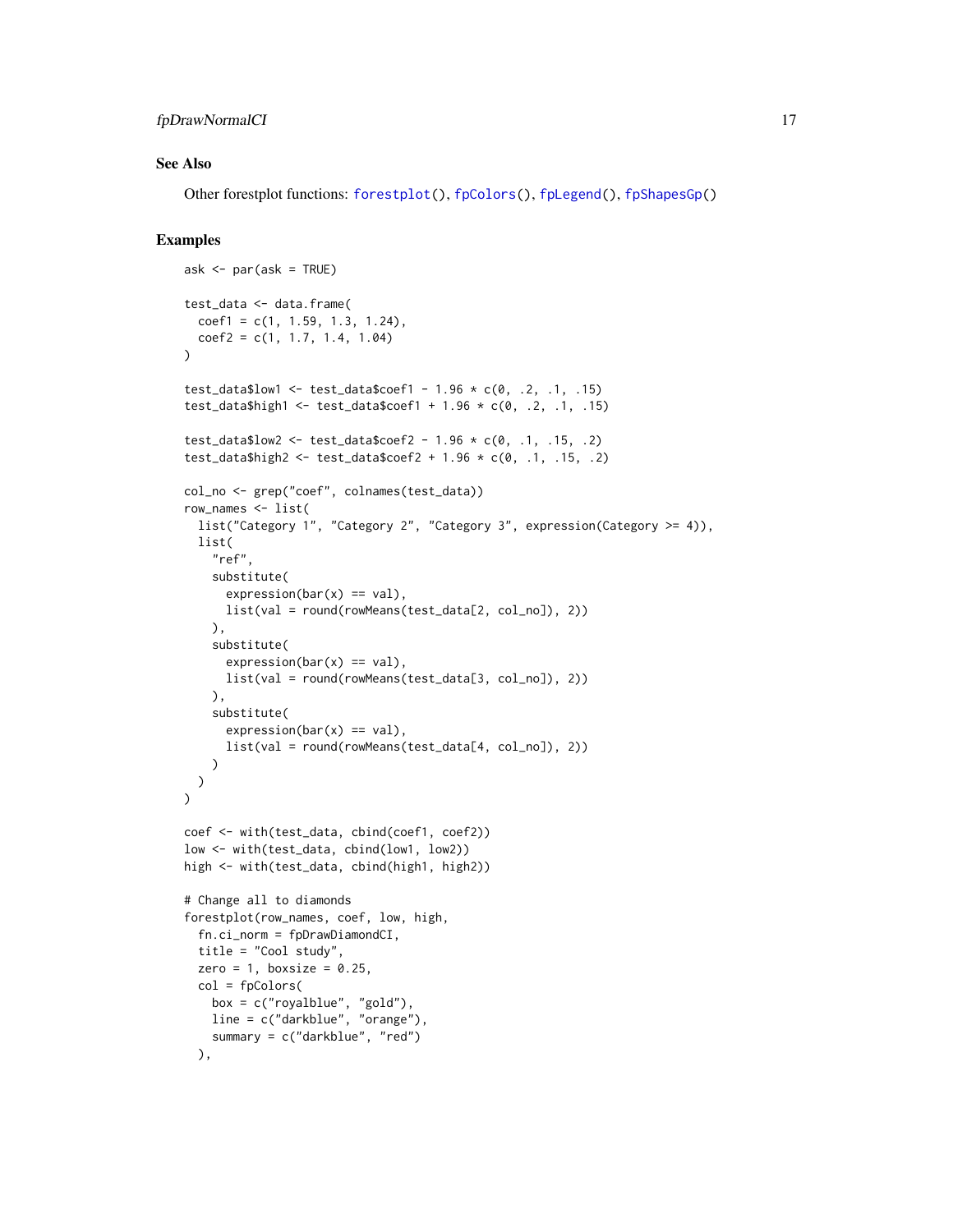### See Also

Other forestplot functions: forestplot(), fpColors(), fpLegend(), fpShapesGp()

### Examples

```
ask <- par(ask = TRUE)

test_data <- data.frame(
  coef1 = c(1, 1.59, 1.3, 1.24),
  coef2 = c(1, 1.7, 1.4, 1.04)
)

test_data$low1 <- test_data$coef1 - 1.96 * c(0, .2, .1, .15)
test_data$high1 <- test_data$coef1 + 1.96 * c(0, .2, .1, .15)

test_data$low2 <- test_data$coef2 - 1.96 * c(0, .1, .15, .2)
test_data$high2 <- test_data$coef2 + 1.96 * c(0, .1, .15, .2)

col_no <- grep("coef", colnames(test_data))
row_names <- list(
  list("Category 1", "Category 2", "Category 3", expression(Category >= 4)),
  list(
    "ref",
    substitute(
      expression(bar(x) == val),
      list(val = round(rowMeans(test_data[2, col_no]), 2))
    ),
    substitute(
      expression(bar(x) == val),
      list(val = round(rowMeans(test_data[3, col_no]), 2))
    ),
    substitute(
      expression(bar(x) == val),
      list(val = round(rowMeans(test_data[4, col_no]), 2))
    )
  )
)

coef <- with(test_data, cbind(coef1, coef2))
low <- with(test_data, cbind(low1, low2))
high <- with(test_data, cbind(high1, high2))

# Change all to diamonds
forestplot(row_names, coef, low, high,
  fn.ci_norm = fpDrawDiamondCI,
  title = "Cool study",
  zero = 1, boxsize = 0.25,
  col = fpColors(
    box = c("royalblue", "gold"),
    line = c("darkblue", "orange"),
    summary = c("darkblue", "red")
  ),
```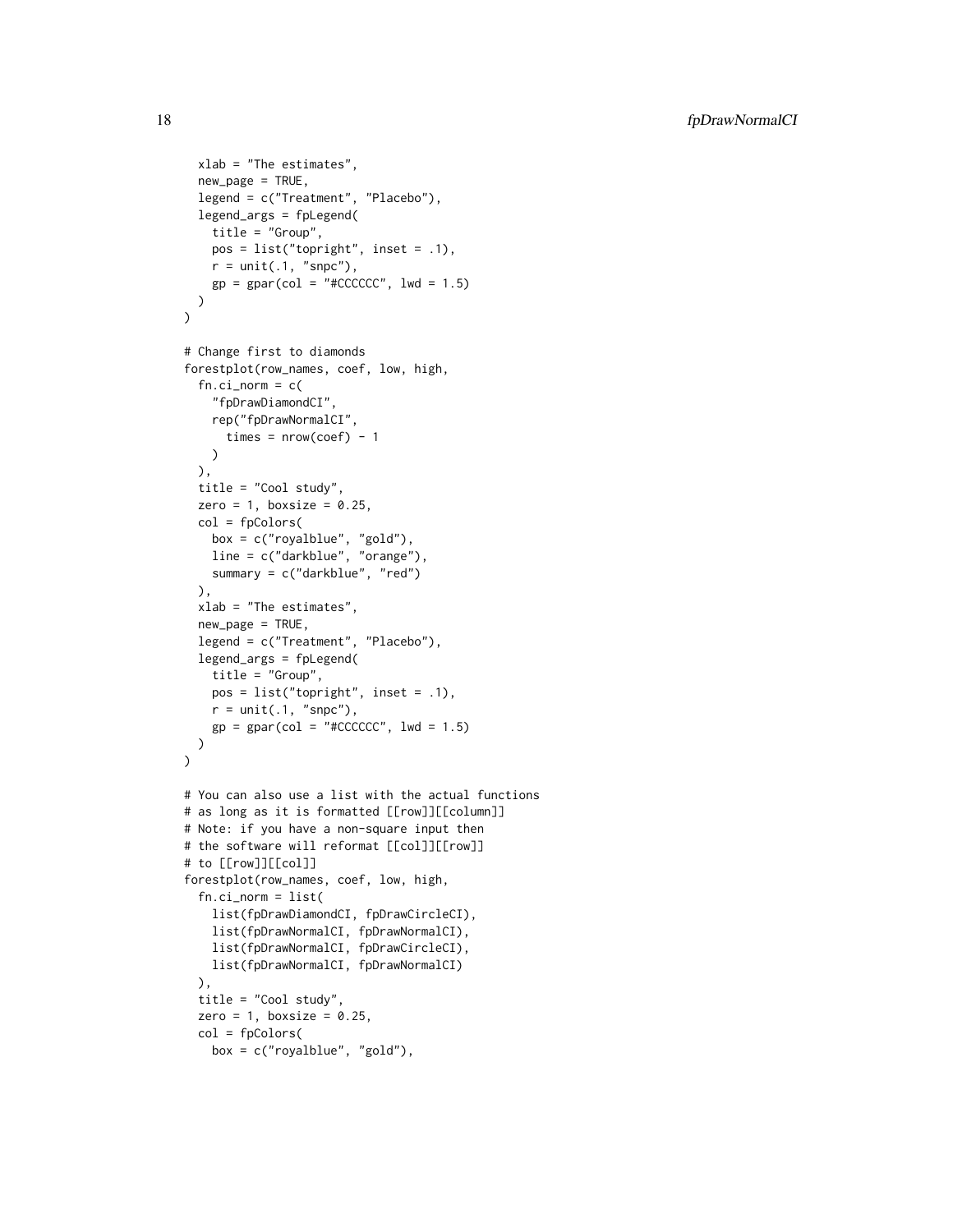```
  xlab = "The estimates",
  new_page = TRUE,
  legend = c("Treatment", "Placebo"),
  legend_args = fpLegend(
    title = "Group",
    pos = list("topright", inset = .1),
    r = unit(.1, "snpc"),
    gp = gpar(col = "#CCCCCC", lwd = 1.5)
  )
)

# Change first to diamonds
forestplot(row_names, coef, low, high,
  fn.ci_norm = c(
    "fpDrawDiamondCI",
    rep("fpDrawNormalCI",
      times = nrow(coef) - 1
    )
  ),
  title = "Cool study",
  zero = 1, boxsize = 0.25,
  col = fpColors(
    box = c("royalblue", "gold"),
    line = c("darkblue", "orange"),
    summary = c("darkblue", "red")
  ),
  xlab = "The estimates",
  new_page = TRUE,
  legend = c("Treatment", "Placebo"),
  legend_args = fpLegend(
    title = "Group",
    pos = list("topright", inset = .1),
    r = unit(.1, "snpc"),
    gp = gpar(col = "#CCCCCC", lwd = 1.5)
  )
)

# You can also use a list with the actual functions
# as long as it is formatted [[row]][[column]]
# Note: if you have a non-square input then
# the software will reformat [[col]][[row]]
# to [[row]][[col]]
forestplot(row_names, coef, low, high,
  fn.ci_norm = list(
    list(fpDrawDiamondCI, fpDrawCircleCI),
    list(fpDrawNormalCI, fpDrawNormalCI),
    list(fpDrawNormalCI, fpDrawCircleCI),
    list(fpDrawNormalCI, fpDrawNormalCI)
  ),
  title = "Cool study",
  zero = 1, boxsize = 0.25,
  col = fpColors(
    box = c("royalblue", "gold"),
```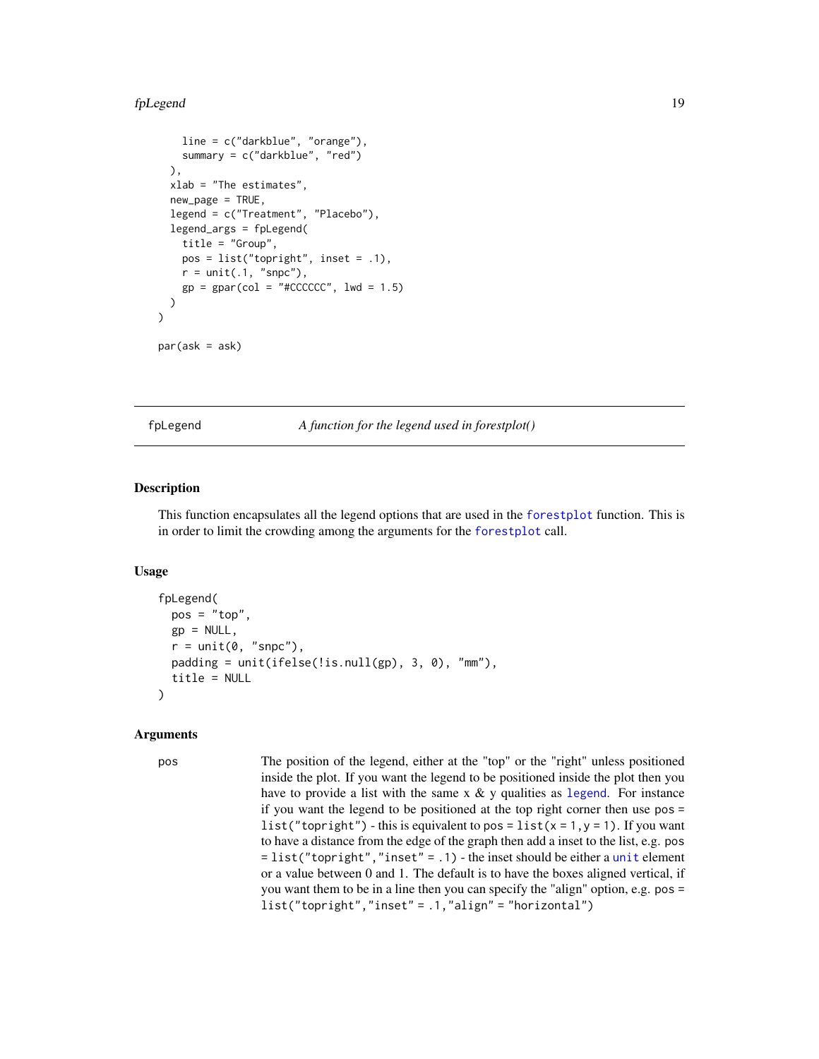```
    line = c("darkblue", "orange"),
    summary = c("darkblue", "red")
  ),
  xlab = "The estimates",
  new_page = TRUE,
  legend = c("Treatment", "Placebo"),
  legend_args = fpLegend(
    title = "Group",
    pos = list("topright", inset = .1),
    r = unit(.1, "snpc"),
    gp = gpar(col = "#CCCCCC", lwd = 1.5)
  )
)

par(ask = ask)
```

## fpLegend — *A function for the legend used in forestplot()*

### Description

This function encapsulates all the legend options that are used in the forestplot function. This is in order to limit the crowding among the arguments for the forestplot call.

### Usage

```
fpLegend(
  pos = "top",
  gp = NULL,
  r = unit(0, "snpc"),
  padding = unit(ifelse(!is.null(gp), 3, 0), "mm"),
  title = NULL
)
```

### Arguments

`pos` — The position of the legend, either at the "top" or the "right" unless positioned inside the plot. If you want the legend to be positioned inside the plot then you have to provide a list with the same x & y qualities as legend. For instance if you want the legend to be positioned at the top right corner then use `pos = list("topright")` - this is equivalent to `pos = list(x = 1, y = 1)`. If you want to have a distance from the edge of the graph then add a inset to the list, e.g. `pos = list("topright","inset" = .1)` - the inset should be either a unit element or a value between 0 and 1. The default is to have the boxes aligned vertical, if you want them to be in a line then you can specify the "align" option, e.g. `pos = list("topright","inset" = .1,"align" = "horizontal")`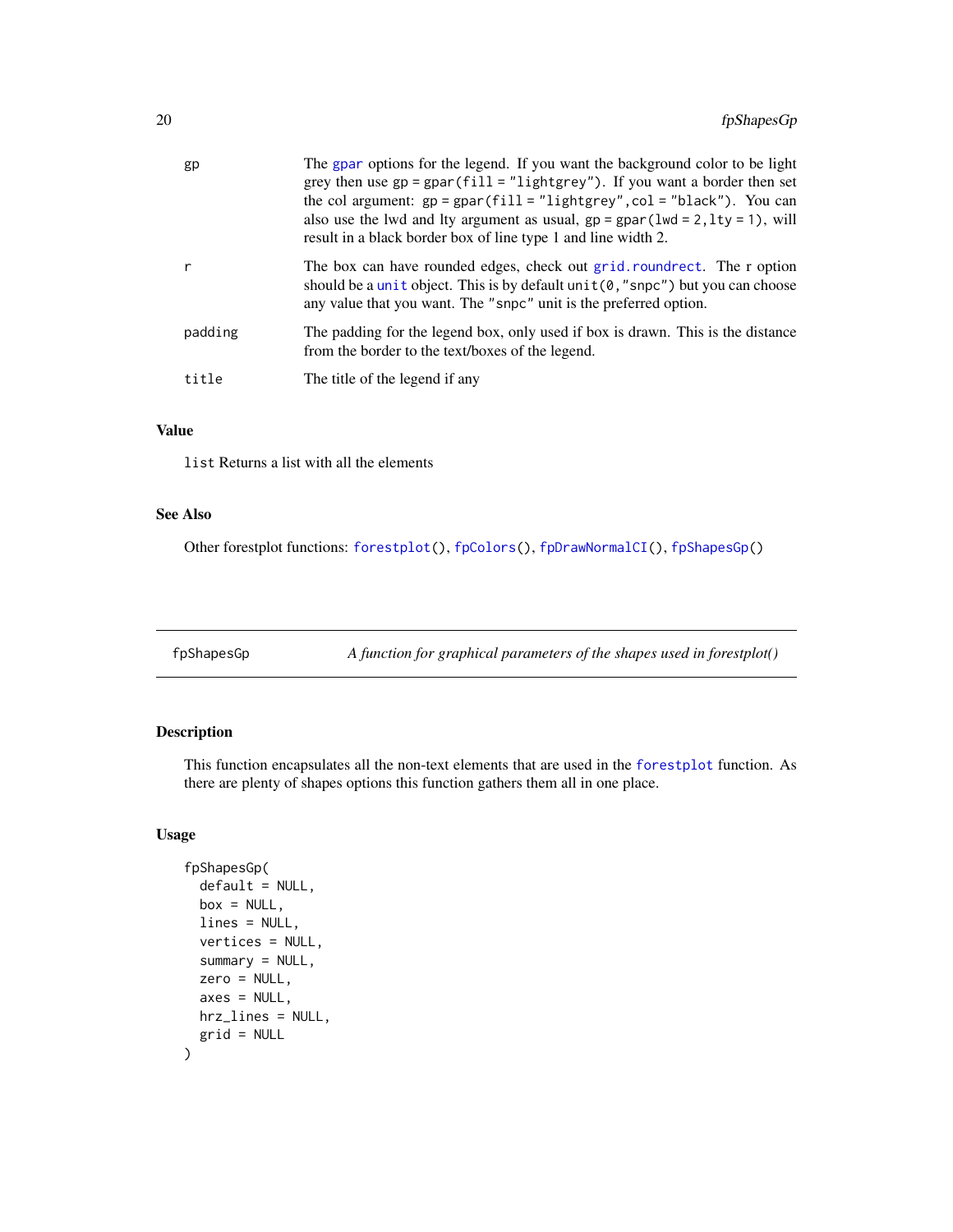| | |
|---|---|
| gp | The gpar options for the legend. If you want the background color to be light grey then use gp = gpar(fill = "lightgrey"). If you want a border then set the col argument: gp = gpar(fill = "lightgrey",col = "black"). You can also use the lwd and lty argument as usual, gp = gpar(lwd = 2,lty = 1), will result in a black border box of line type 1 and line width 2. |
| r | The box can have rounded edges, check out grid.roundrect. The r option should be a unit object. This is by default unit(0,"snpc") but you can choose any value that you want. The "snpc" unit is the preferred option. |
| padding | The padding for the legend box, only used if box is drawn. This is the distance from the border to the text/boxes of the legend. |
| title | The title of the legend if any |

## Value

list Returns a list with all the elements

## See Also

Other forestplot functions: forestplot(), fpColors(), fpDrawNormalCI(), fpShapesGp()

---

# fpShapesGp — *A function for graphical parameters of the shapes used in forestplot()*

## Description

This function encapsulates all the non-text elements that are used in the forestplot function. As there are plenty of shapes options this function gathers them all in one place.

## Usage

```
fpShapesGp(
  default = NULL,
  box = NULL,
  lines = NULL,
  vertices = NULL,
  summary = NULL,
  zero = NULL,
  axes = NULL,
  hrz_lines = NULL,
  grid = NULL
)
```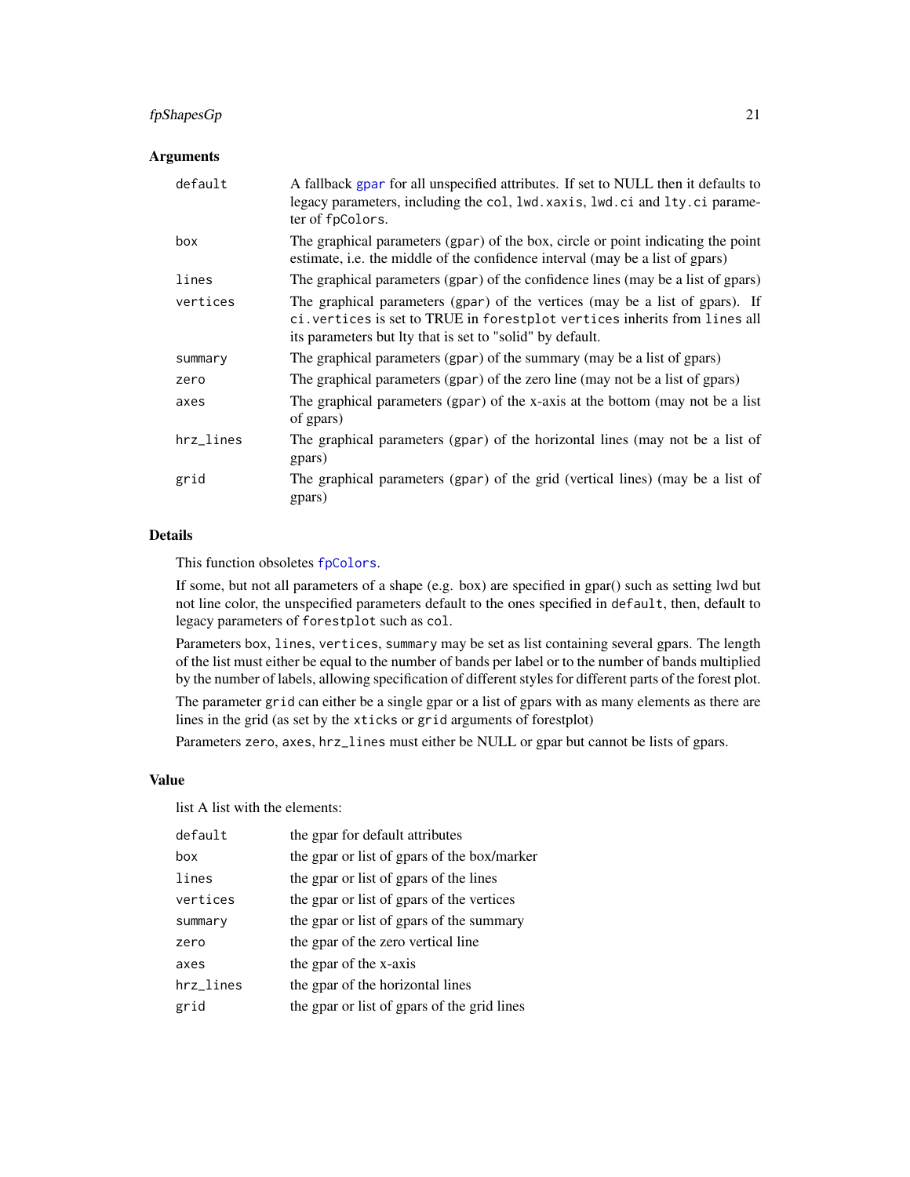### Arguments

| | |
|---|---|
| `default` | A fallback `gpar` for all unspecified attributes. If set to NULL then it defaults to legacy parameters, including the `col`, `lwd.xaxis`, `lwd.ci` and `lty.ci` parameter of `fpColors`. |
| `box` | The graphical parameters (`gpar`) of the box, circle or point indicating the point estimate, i.e. the middle of the confidence interval (may be a list of gpars) |
| `lines` | The graphical parameters (`gpar`) of the confidence lines (may be a list of gpars) |
| `vertices` | The graphical parameters (`gpar`) of the vertices (may be a list of gpars). If `ci.vertices` is set to TRUE in `forestplot` `vertices` inherits from `lines` all its parameters but lty that is set to "solid" by default. |
| `summary` | The graphical parameters (`gpar`) of the summary (may be a list of gpars) |
| `zero` | The graphical parameters (`gpar`) of the zero line (may not be a list of gpars) |
| `axes` | The graphical parameters (`gpar`) of the x-axis at the bottom (may not be a list of gpars) |
| `hrz_lines` | The graphical parameters (`gpar`) of the horizontal lines (may not be a list of gpars) |
| `grid` | The graphical parameters (`gpar`) of the grid (vertical lines) (may be a list of gpars) |

### Details

This function obsoletes `fpColors`.

If some, but not all parameters of a shape (e.g. box) are specified in gpar() such as setting lwd but not line color, the unspecified parameters default to the ones specified in `default`, then, default to legacy parameters of `forestplot` such as `col`.

Parameters box, `lines`, `vertices`, `summary` may be set as list containing several gpars. The length of the list must either be equal to the number of bands per label or to the number of bands multiplied by the number of labels, allowing specification of different styles for different parts of the forest plot.

The parameter `grid` can either be a single gpar or a list of gpars with as many elements as there are lines in the grid (as set by the `xticks` or `grid` arguments of forestplot)

Parameters `zero`, `axes`, `hrz_lines` must either be NULL or gpar but cannot be lists of gpars.

### Value

list A list with the elements:

| | |
|---|---|
| `default` | the gpar for default attributes |
| `box` | the gpar or list of gpars of the box/marker |
| `lines` | the gpar or list of gpars of the lines |
| `vertices` | the gpar or list of gpars of the vertices |
| `summary` | the gpar or list of gpars of the summary |
| `zero` | the gpar of the zero vertical line |
| `axes` | the gpar of the x-axis |
| `hrz_lines` | the gpar of the horizontal lines |
| `grid` | the gpar or list of gpars of the grid lines |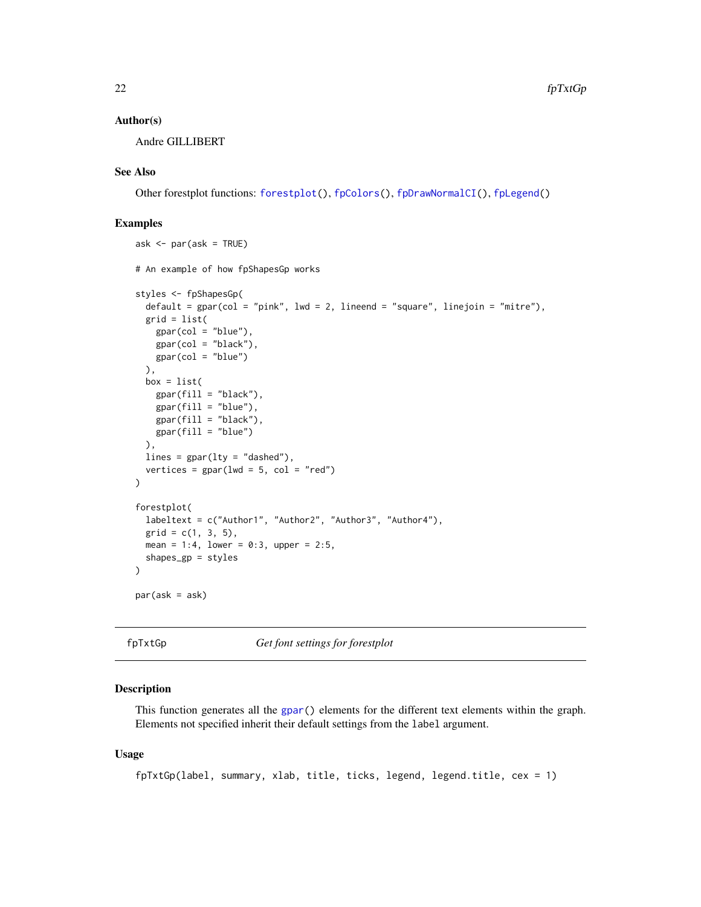### Author(s)

Andre GILLIBERT

### See Also

Other forestplot functions: forestplot(), fpColors(), fpDrawNormalCI(), fpLegend()

### Examples

```
ask <- par(ask = TRUE)

# An example of how fpShapesGp works

styles <- fpShapesGp(
  default = gpar(col = "pink", lwd = 2, lineend = "square", linejoin = "mitre"),
  grid = list(
    gpar(col = "blue"),
    gpar(col = "black"),
    gpar(col = "blue")
  ),
  box = list(
    gpar(fill = "black"),
    gpar(fill = "blue"),
    gpar(fill = "black"),
    gpar(fill = "blue")
  ),
  lines = gpar(lty = "dashed"),
  vertices = gpar(lwd = 5, col = "red")
)

forestplot(
  labeltext = c("Author1", "Author2", "Author3", "Author4"),
  grid = c(1, 3, 5),
  mean = 1:4, lower = 0:3, upper = 2:5,
  shapes_gp = styles
)

par(ask = ask)
```

---

## fpTxtGp *Get font settings for forestplot*

### Description

This function generates all the gpar() elements for the different text elements within the graph. Elements not specified inherit their default settings from the label argument.

### Usage

```
fpTxtGp(label, summary, xlab, title, ticks, legend, legend.title, cex = 1)
```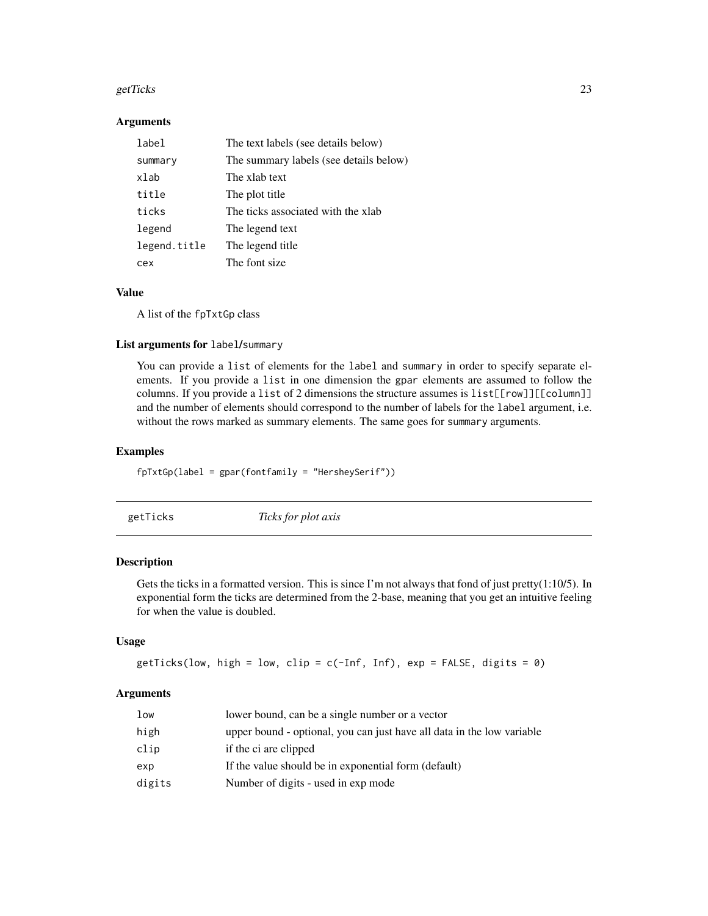### Arguments

| | |
|---|---|
| label | The text labels (see details below) |
| summary | The summary labels (see details below) |
| xlab | The xlab text |
| title | The plot title |
| ticks | The ticks associated with the xlab |
| legend | The legend text |
| legend.title | The legend title |
| cex | The font size |

### Value

A list of the `fpTxtGp` class

### List arguments for `label`/`summary`

You can provide a `list` of elements for the `label` and `summary` in order to specify separate elements. If you provide a `list` in one dimension the `gpar` elements are assumed to follow the columns. If you provide a `list` of 2 dimensions the structure assumes is `list[[row]][[column]]` and the number of elements should correspond to the number of labels for the `label` argument, i.e. without the rows marked as summary elements. The same goes for `summary` arguments.

### Examples

```
fpTxtGp(label = gpar(fontfamily = "HersheySerif"))
```

## getTicks *Ticks for plot axis*

### Description

Gets the ticks in a formatted version. This is since I'm not always that fond of just pretty(1:10/5). In exponential form the ticks are determined from the 2-base, meaning that you get an intuitive feeling for when the value is doubled.

### Usage

```
getTicks(low, high = low, clip = c(-Inf, Inf), exp = FALSE, digits = 0)
```

### Arguments

| | |
|---|---|
| low | lower bound, can be a single number or a vector |
| high | upper bound - optional, you can just have all data in the low variable |
| clip | if the ci are clipped |
| exp | If the value should be in exponential form (default) |
| digits | Number of digits - used in exp mode |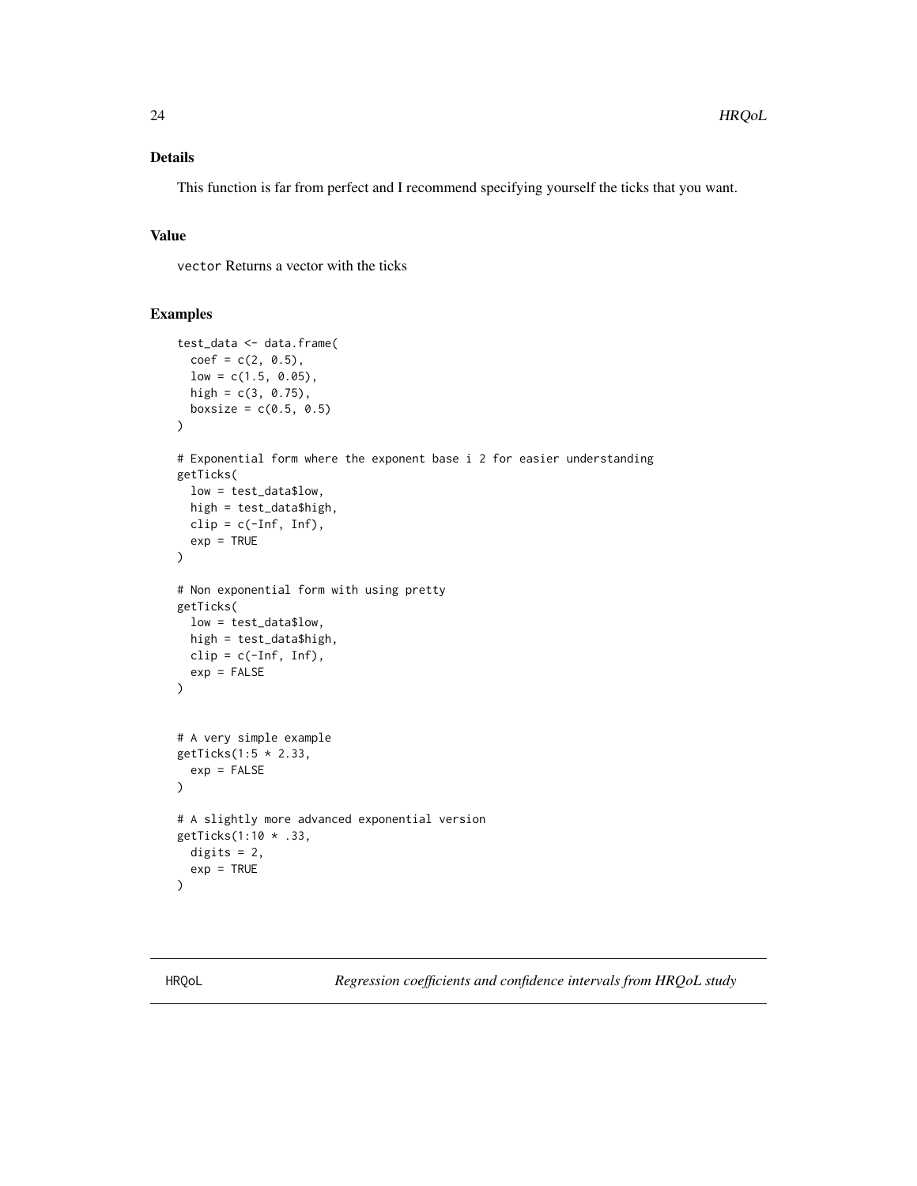## Details

This function is far from perfect and I recommend specifying yourself the ticks that you want.

## Value

`vector` Returns a vector with the ticks

## Examples

```
test_data <- data.frame(
  coef = c(2, 0.5),
  low = c(1.5, 0.05),
  high = c(3, 0.75),
  boxsize = c(0.5, 0.5)
)

# Exponential form where the exponent base i 2 for easier understanding
getTicks(
  low = test_data$low,
  high = test_data$high,
  clip = c(-Inf, Inf),
  exp = TRUE
)

# Non exponential form with using pretty
getTicks(
  low = test_data$low,
  high = test_data$high,
  clip = c(-Inf, Inf),
  exp = FALSE
)


# A very simple example
getTicks(1:5 * 2.33,
  exp = FALSE
)

# A slightly more advanced exponential version
getTicks(1:10 * .33,
  digits = 2,
  exp = TRUE
)
```

---

`HRQoL` *Regression coefficients and confidence intervals from HRQoL study*

---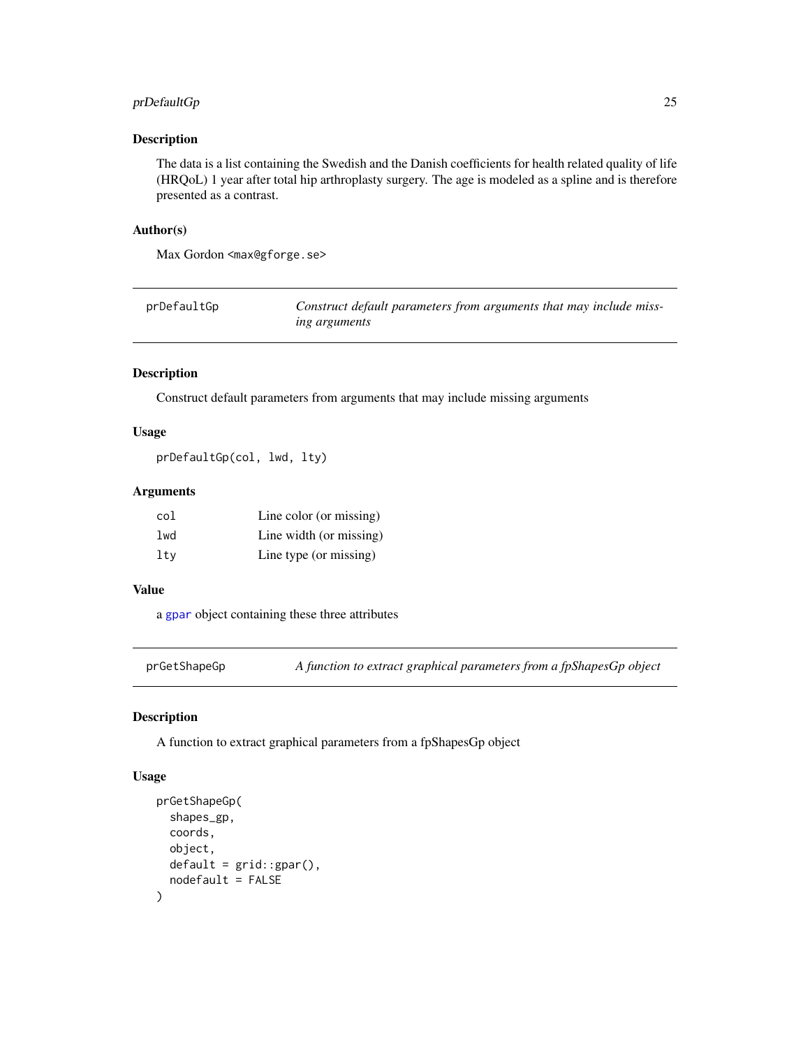### Description

The data is a list containing the Swedish and the Danish coefficients for health related quality of life (HRQoL) 1 year after total hip arthroplasty surgery. The age is modeled as a spline and is therefore presented as a contrast.

### Author(s)

Max Gordon <max@gforge.se>

---

## prDefaultGp — *Construct default parameters from arguments that may include missing arguments*

### Description

Construct default parameters from arguments that may include missing arguments

### Usage

```
prDefaultGp(col, lwd, lty)
```

### Arguments

| | |
|---|---|
| col | Line color (or missing) |
| lwd | Line width (or missing) |
| lty | Line type (or missing) |

### Value

a gpar object containing these three attributes

---

## prGetShapeGp — *A function to extract graphical parameters from a fpShapesGp object*

### Description

A function to extract graphical parameters from a fpShapesGp object

### Usage

```
prGetShapeGp(
  shapes_gp,
  coords,
  object,
  default = grid::gpar(),
  nodefault = FALSE
)
```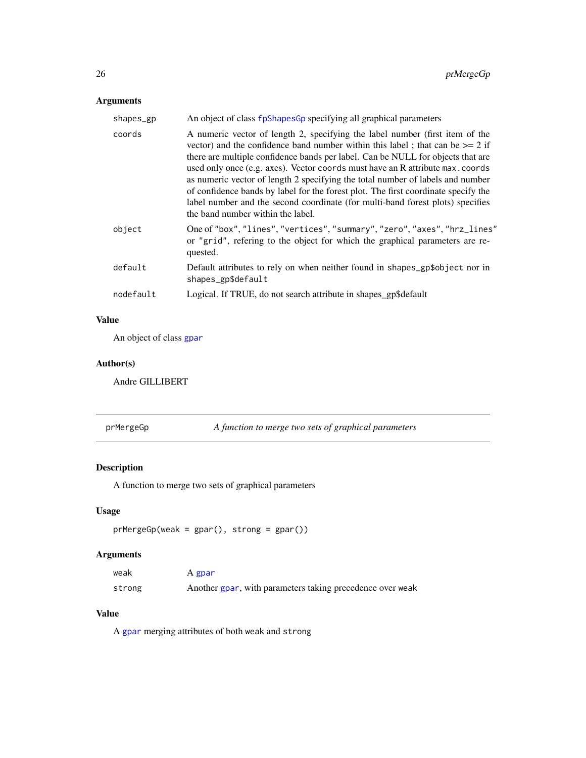### Arguments

| | |
|---|---|
| shapes_gp | An object of class fpShapesGp specifying all graphical parameters |
| coords | A numeric vector of length 2, specifying the label number (first item of the vector) and the confidence band number within this label ; that can be >= 2 if there are multiple confidence bands per label. Can be NULL for objects that are used only once (e.g. axes). Vector coords must have an R attribute max.coords as numeric vector of length 2 specifying the total number of labels and number of confidence bands by label for the forest plot. The first coordinate specify the label number and the second coordinate (for multi-band forest plots) specifies the band number within the label. |
| object | One of "box", "lines", "vertices", "summary", "zero", "axes", "hrz_lines" or "grid", refering to the object for which the graphical parameters are requested. |
| default | Default attributes to rely on when neither found in shapes_gp$object nor in shapes_gp$default |
| nodefault | Logical. If TRUE, do not search attribute in shapes_gp$default |

### Value

An object of class gpar

### Author(s)

Andre GILLIBERT

---

## prMergeGp — *A function to merge two sets of graphical parameters*

### Description

A function to merge two sets of graphical parameters

### Usage

```
prMergeGp(weak = gpar(), strong = gpar())
```

### Arguments

| | |
|---|---|
| weak | A gpar |
| strong | Another gpar, with parameters taking precedence over weak |

### Value

A gpar merging attributes of both weak and strong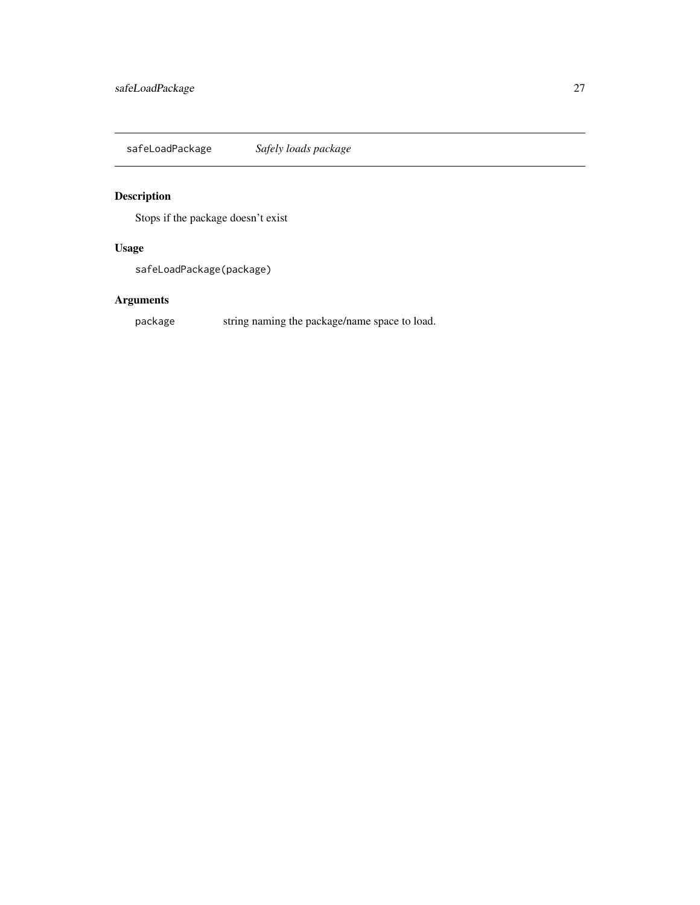## safeLoadPackage *Safely loads package*

### Description

Stops if the package doesn't exist

### Usage

```
safeLoadPackage(package)
```

### Arguments

| | |
|---|---|
| `package` | string naming the package/name space to load. |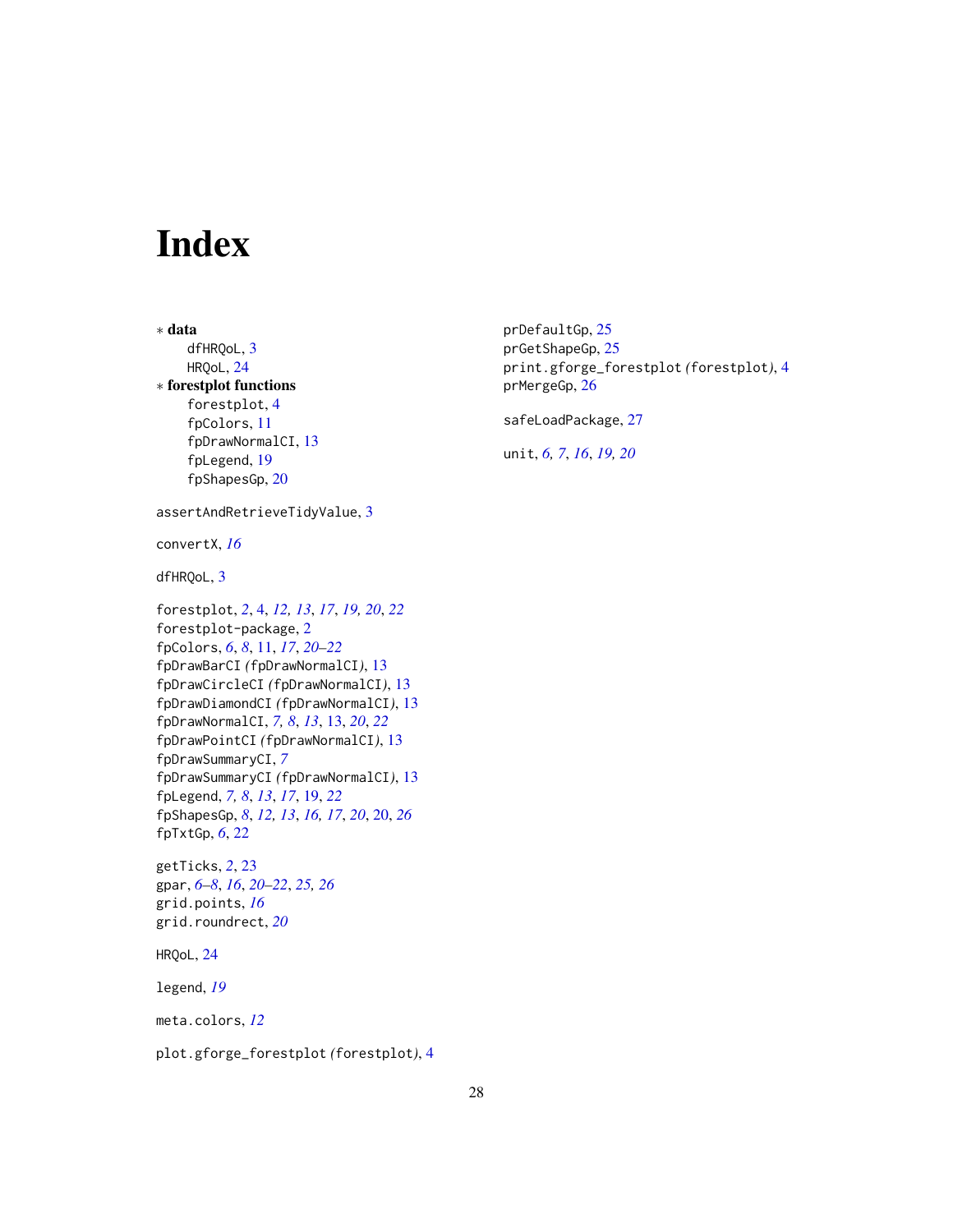# Index

* **data**
    - dfHRQoL, 3
    - HRQoL, 24
* **forestplot functions**
    - forestplot, 4
    - fpColors, 11
    - fpDrawNormalCI, 13
    - fpLegend, 19
    - fpShapesGp, 20

assertAndRetrieveTidyValue, 3

convertX, *16*

dfHRQoL, 3

forestplot, *2*, 4, *12, 13*, *17*, *19, 20*, *22*
forestplot-package, 2
fpColors, *6*, *8*, 11, *17*, *20–22*
fpDrawBarCI *(fpDrawNormalCI)*, 13
fpDrawCircleCI *(fpDrawNormalCI)*, 13
fpDrawDiamondCI *(fpDrawNormalCI)*, 13
fpDrawNormalCI, *7, 8*, *13*, 13, *20*, *22*
fpDrawPointCI *(fpDrawNormalCI)*, 13
fpDrawSummaryCI, *7*
fpDrawSummaryCI *(fpDrawNormalCI)*, 13
fpLegend, *7, 8*, *13*, *17*, 19, *22*
fpShapesGp, *8*, *12, 13*, *16, 17*, *20*, 20, *26*
fpTxtGp, *6*, 22

getTicks, *2*, 23
gpar, *6–8*, *16*, *20–22*, *25, 26*
grid.points, *16*
grid.roundrect, *20*

HRQoL, 24

legend, *19*

meta.colors, *12*

plot.gforge_forestplot *(forestplot)*, 4
prDefaultGp, 25
prGetShapeGp, 25
print.gforge_forestplot *(forestplot)*, 4
prMergeGp, 26

safeLoadPackage, 27

unit, *6, 7*, *16*, *19, 20*